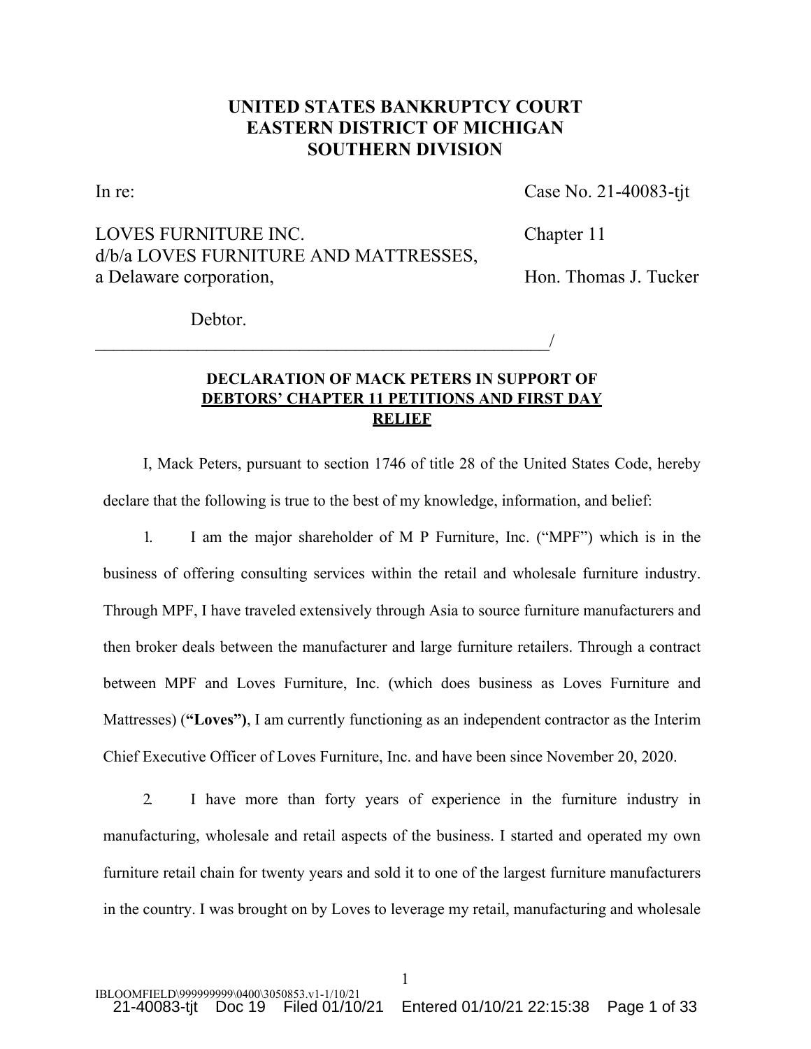# UNITED STATES BANKRUPTCY COURT
# EASTERN DISTRICT OF MICHIGAN
# SOUTHERN DIVISION

In re: Case No. 21-40083-tjt

LOVES FURNITURE INC. Chapter 11
d/b/a LOVES FURNITURE AND MATTRESSES,
a Delaware corporation, Hon. Thomas J. Tucker

Debtor.
_____________________________________________/

## DECLARATION OF MACK PETERS IN SUPPORT OF DEBTORS' CHAPTER 11 PETITIONS AND FIRST DAY RELIEF

I, Mack Peters, pursuant to section 1746 of title 28 of the United States Code, hereby declare that the following is true to the best of my knowledge, information, and belief:

1. I am the major shareholder of M P Furniture, Inc. ("MPF") which is in the business of offering consulting services within the retail and wholesale furniture industry. Through MPF, I have traveled extensively through Asia to source furniture manufacturers and then broker deals between the manufacturer and large furniture retailers. Through a contract between MPF and Loves Furniture, Inc. (which does business as Loves Furniture and Mattresses) (**"Loves")**, I am currently functioning as an independent contractor as the Interim Chief Executive Officer of Loves Furniture, Inc. and have been since November 20, 2020.

2. I have more than forty years of experience in the furniture industry in manufacturing, wholesale and retail aspects of the business. I started and operated my own furniture retail chain for twenty years and sold it to one of the largest furniture manufacturers in the country. I was brought on by Loves to leverage my retail, manufacturing and wholesale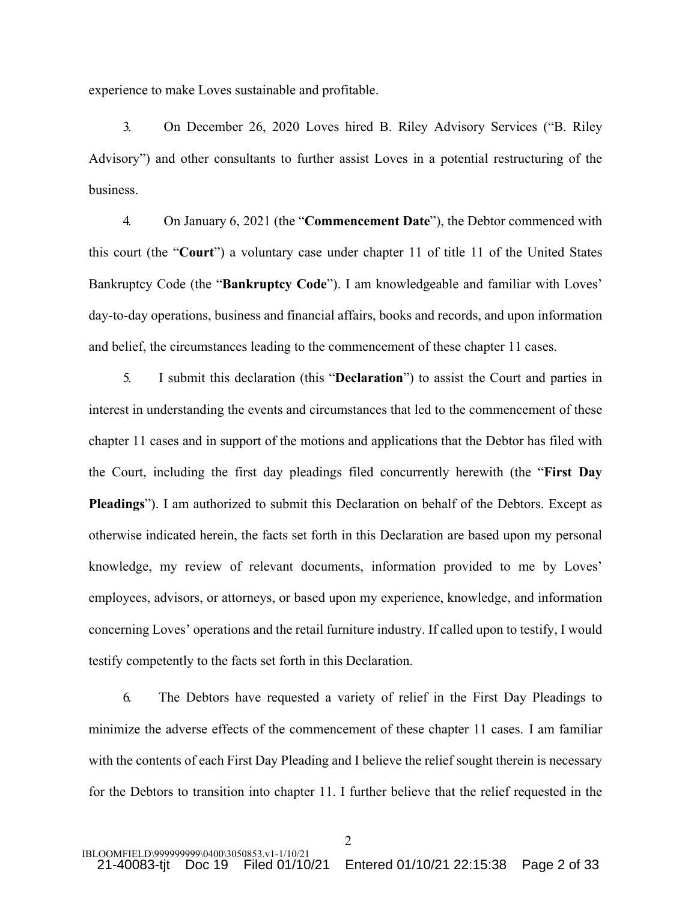experience to make Loves sustainable and profitable.

3. On December 26, 2020 Loves hired B. Riley Advisory Services ("B. Riley Advisory") and other consultants to further assist Loves in a potential restructuring of the business.

4. On January 6, 2021 (the "**Commencement Date**"), the Debtor commenced with this court (the "**Court**") a voluntary case under chapter 11 of title 11 of the United States Bankruptcy Code (the "**Bankruptcy Code**"). I am knowledgeable and familiar with Loves' day-to-day operations, business and financial affairs, books and records, and upon information and belief, the circumstances leading to the commencement of these chapter 11 cases.

5. I submit this declaration (this "**Declaration**") to assist the Court and parties in interest in understanding the events and circumstances that led to the commencement of these chapter 11 cases and in support of the motions and applications that the Debtor has filed with the Court, including the first day pleadings filed concurrently herewith (the "**First Day Pleadings**"). I am authorized to submit this Declaration on behalf of the Debtors. Except as otherwise indicated herein, the facts set forth in this Declaration are based upon my personal knowledge, my review of relevant documents, information provided to me by Loves' employees, advisors, or attorneys, or based upon my experience, knowledge, and information concerning Loves' operations and the retail furniture industry. If called upon to testify, I would testify competently to the facts set forth in this Declaration.

6. The Debtors have requested a variety of relief in the First Day Pleadings to minimize the adverse effects of the commencement of these chapter 11 cases. I am familiar with the contents of each First Day Pleading and I believe the relief sought therein is necessary for the Debtors to transition into chapter 11. I further believe that the relief requested in the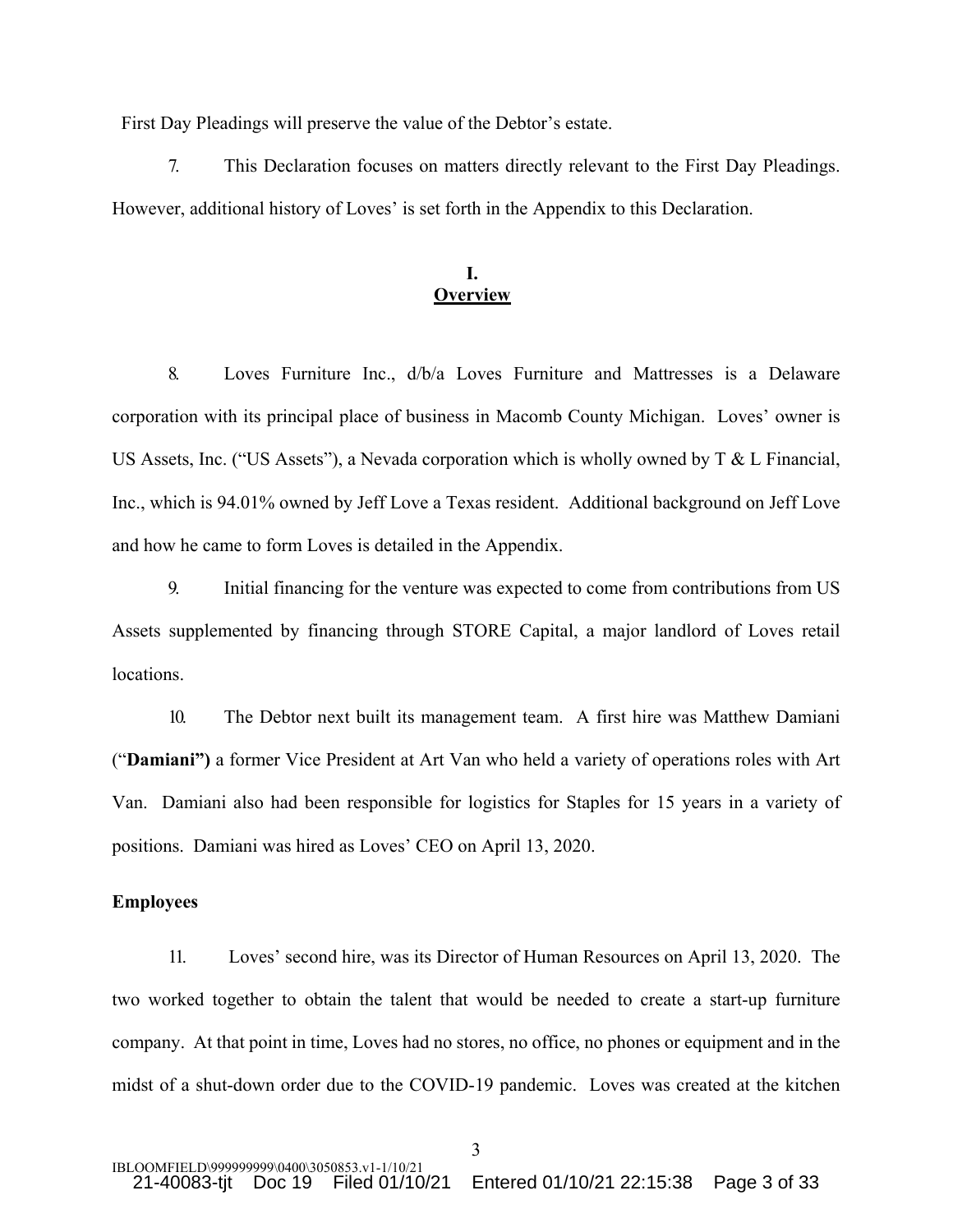First Day Pleadings will preserve the value of the Debtor's estate.

7. This Declaration focuses on matters directly relevant to the First Day Pleadings. However, additional history of Loves' is set forth in the Appendix to this Declaration.

## I.
## Overview

8. Loves Furniture Inc., d/b/a Loves Furniture and Mattresses is a Delaware corporation with its principal place of business in Macomb County Michigan. Loves' owner is US Assets, Inc. ("US Assets"), a Nevada corporation which is wholly owned by T & L Financial, Inc., which is 94.01% owned by Jeff Love a Texas resident. Additional background on Jeff Love and how he came to form Loves is detailed in the Appendix.

9. Initial financing for the venture was expected to come from contributions from US Assets supplemented by financing through STORE Capital, a major landlord of Loves retail locations.

10. The Debtor next built its management team. A first hire was Matthew Damiani ("**Damiani"**) a former Vice President at Art Van who held a variety of operations roles with Art Van. Damiani also had been responsible for logistics for Staples for 15 years in a variety of positions. Damiani was hired as Loves' CEO on April 13, 2020.

**Employees**

11. Loves' second hire, was its Director of Human Resources on April 13, 2020. The two worked together to obtain the talent that would be needed to create a start-up furniture company. At that point in time, Loves had no stores, no office, no phones or equipment and in the midst of a shut-down order due to the COVID-19 pandemic. Loves was created at the kitchen

IBLOOMFIELD\999999999\0400\3050853.v1-1/10/21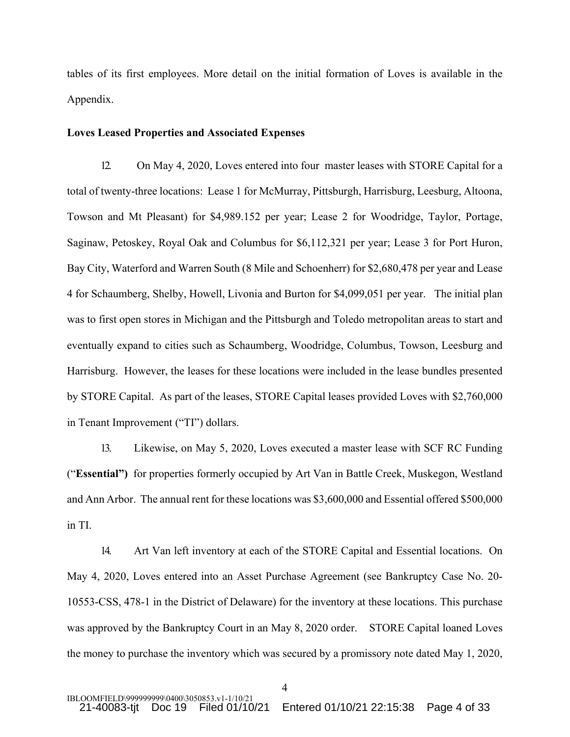tables of its first employees. More detail on the initial formation of Loves is available in the Appendix.

**Loves Leased Properties and Associated Expenses**

12. On May 4, 2020, Loves entered into four master leases with STORE Capital for a total of twenty-three locations: Lease 1 for McMurray, Pittsburgh, Harrisburg, Leesburg, Altoona, Towson and Mt Pleasant) for $4,989.152 per year; Lease 2 for Woodridge, Taylor, Portage, Saginaw, Petoskey, Royal Oak and Columbus for $6,112,321 per year; Lease 3 for Port Huron, Bay City, Waterford and Warren South (8 Mile and Schoenherr) for $2,680,478 per year and Lease 4 for Schaumberg, Shelby, Howell, Livonia and Burton for $4,099,051 per year. The initial plan was to first open stores in Michigan and the Pittsburgh and Toledo metropolitan areas to start and eventually expand to cities such as Schaumberg, Woodridge, Columbus, Towson, Leesburg and Harrisburg. However, the leases for these locations were included in the lease bundles presented by STORE Capital. As part of the leases, STORE Capital leases provided Loves with $2,760,000 in Tenant Improvement ("TI") dollars.

13. Likewise, on May 5, 2020, Loves executed a master lease with SCF RC Funding ("**Essential")** for properties formerly occupied by Art Van in Battle Creek, Muskegon, Westland and Ann Arbor. The annual rent for these locations was $3,600,000 and Essential offered $500,000 in TI.

14. Art Van left inventory at each of the STORE Capital and Essential locations. On May 4, 2020, Loves entered into an Asset Purchase Agreement (see Bankruptcy Case No. 20-10553-CSS, 478-1 in the District of Delaware) for the inventory at these locations. This purchase was approved by the Bankruptcy Court in an May 8, 2020 order. STORE Capital loaned Loves the money to purchase the inventory which was secured by a promissory note dated May 1, 2020,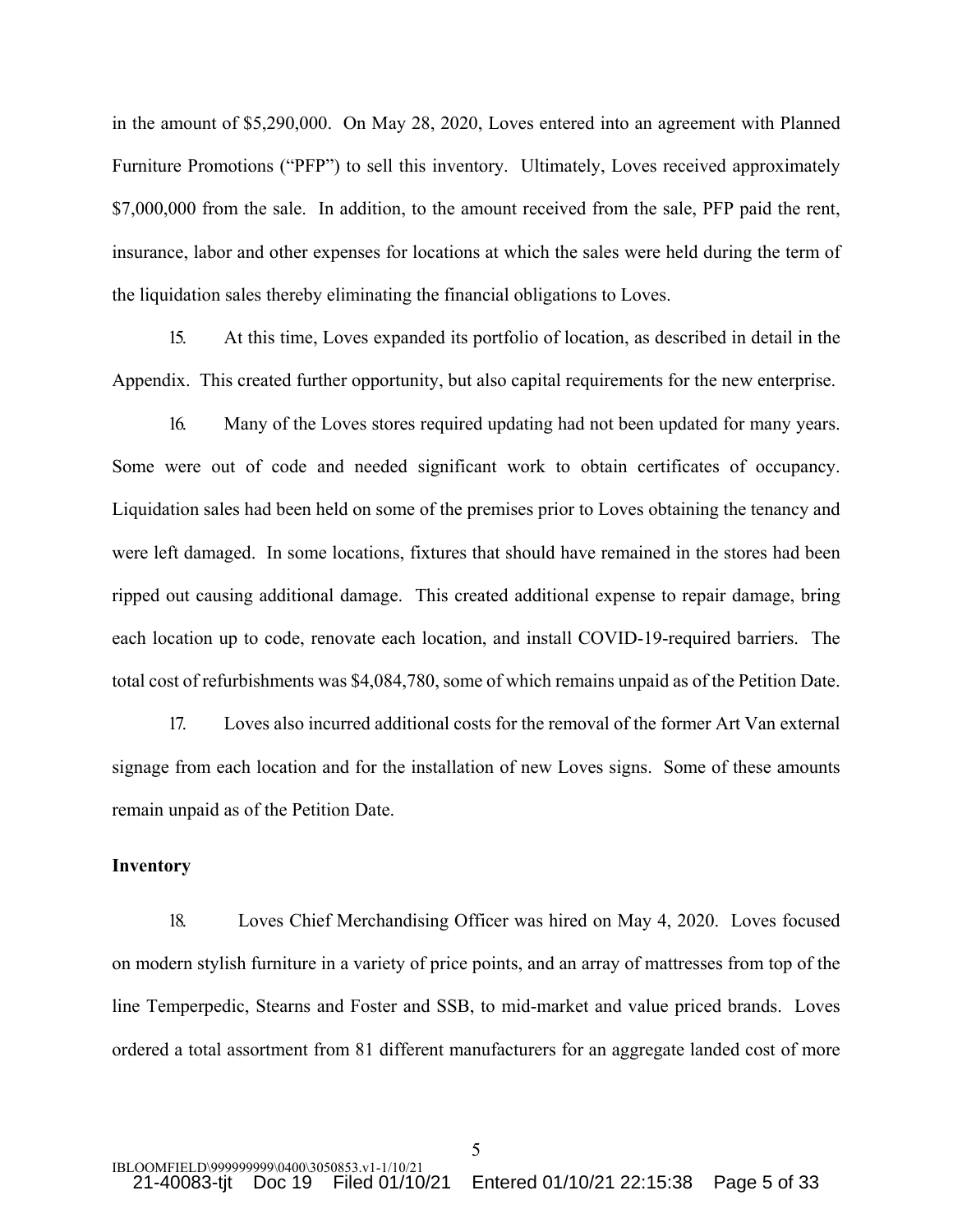in the amount of $5,290,000. On May 28, 2020, Loves entered into an agreement with Planned Furniture Promotions ("PFP") to sell this inventory. Ultimately, Loves received approximately $7,000,000 from the sale. In addition, to the amount received from the sale, PFP paid the rent, insurance, labor and other expenses for locations at which the sales were held during the term of the liquidation sales thereby eliminating the financial obligations to Loves.

15. At this time, Loves expanded its portfolio of location, as described in detail in the Appendix. This created further opportunity, but also capital requirements for the new enterprise.

16. Many of the Loves stores required updating had not been updated for many years. Some were out of code and needed significant work to obtain certificates of occupancy. Liquidation sales had been held on some of the premises prior to Loves obtaining the tenancy and were left damaged. In some locations, fixtures that should have remained in the stores had been ripped out causing additional damage. This created additional expense to repair damage, bring each location up to code, renovate each location, and install COVID-19-required barriers. The total cost of refurbishments was $4,084,780, some of which remains unpaid as of the Petition Date.

17. Loves also incurred additional costs for the removal of the former Art Van external signage from each location and for the installation of new Loves signs. Some of these amounts remain unpaid as of the Petition Date.

**Inventory**

18. Loves Chief Merchandising Officer was hired on May 4, 2020. Loves focused on modern stylish furniture in a variety of price points, and an array of mattresses from top of the line Temperpedic, Stearns and Foster and SSB, to mid-market and value priced brands. Loves ordered a total assortment from 81 different manufacturers for an aggregate landed cost of more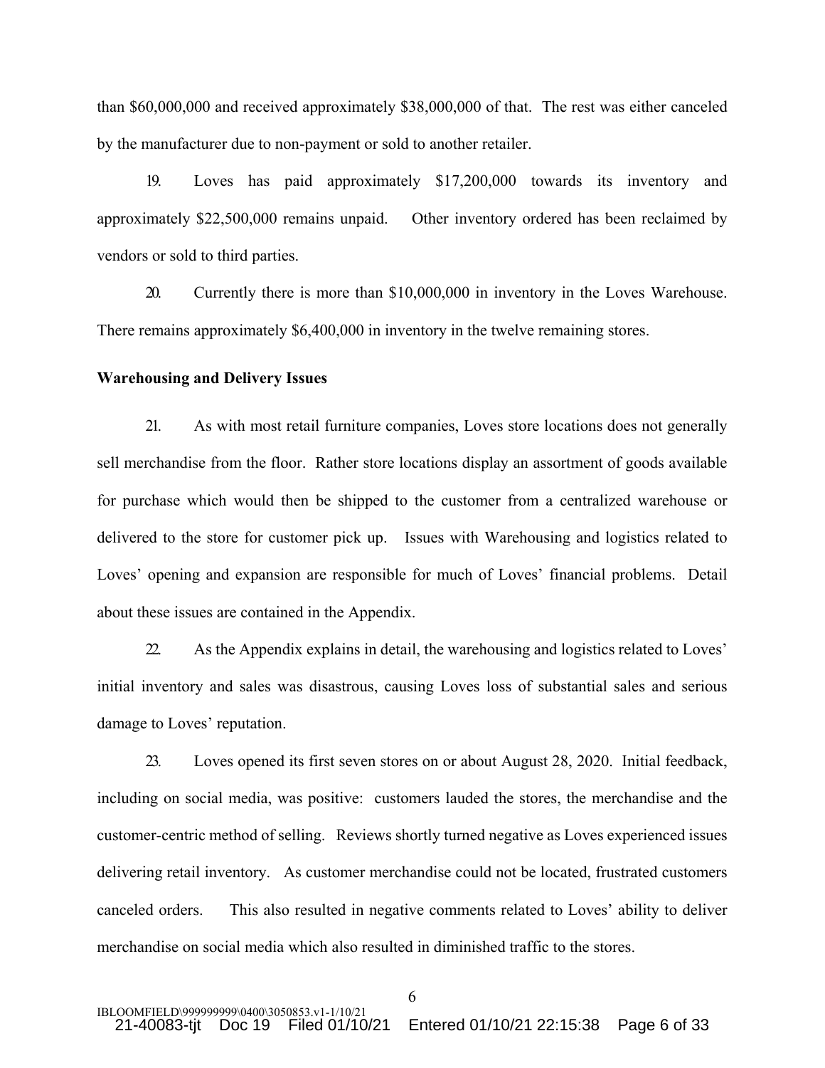than $60,000,000 and received approximately $38,000,000 of that. The rest was either canceled by the manufacturer due to non-payment or sold to another retailer.

19. Loves has paid approximately $17,200,000 towards its inventory and approximately $22,500,000 remains unpaid. Other inventory ordered has been reclaimed by vendors or sold to third parties.

20. Currently there is more than $10,000,000 in inventory in the Loves Warehouse. There remains approximately $6,400,000 in inventory in the twelve remaining stores.

**Warehousing and Delivery Issues**

21. As with most retail furniture companies, Loves store locations does not generally sell merchandise from the floor. Rather store locations display an assortment of goods available for purchase which would then be shipped to the customer from a centralized warehouse or delivered to the store for customer pick up. Issues with Warehousing and logistics related to Loves' opening and expansion are responsible for much of Loves' financial problems. Detail about these issues are contained in the Appendix.

22. As the Appendix explains in detail, the warehousing and logistics related to Loves' initial inventory and sales was disastrous, causing Loves loss of substantial sales and serious damage to Loves' reputation.

23. Loves opened its first seven stores on or about August 28, 2020. Initial feedback, including on social media, was positive: customers lauded the stores, the merchandise and the customer-centric method of selling. Reviews shortly turned negative as Loves experienced issues delivering retail inventory. As customer merchandise could not be located, frustrated customers canceled orders. This also resulted in negative comments related to Loves' ability to deliver merchandise on social media which also resulted in diminished traffic to the stores.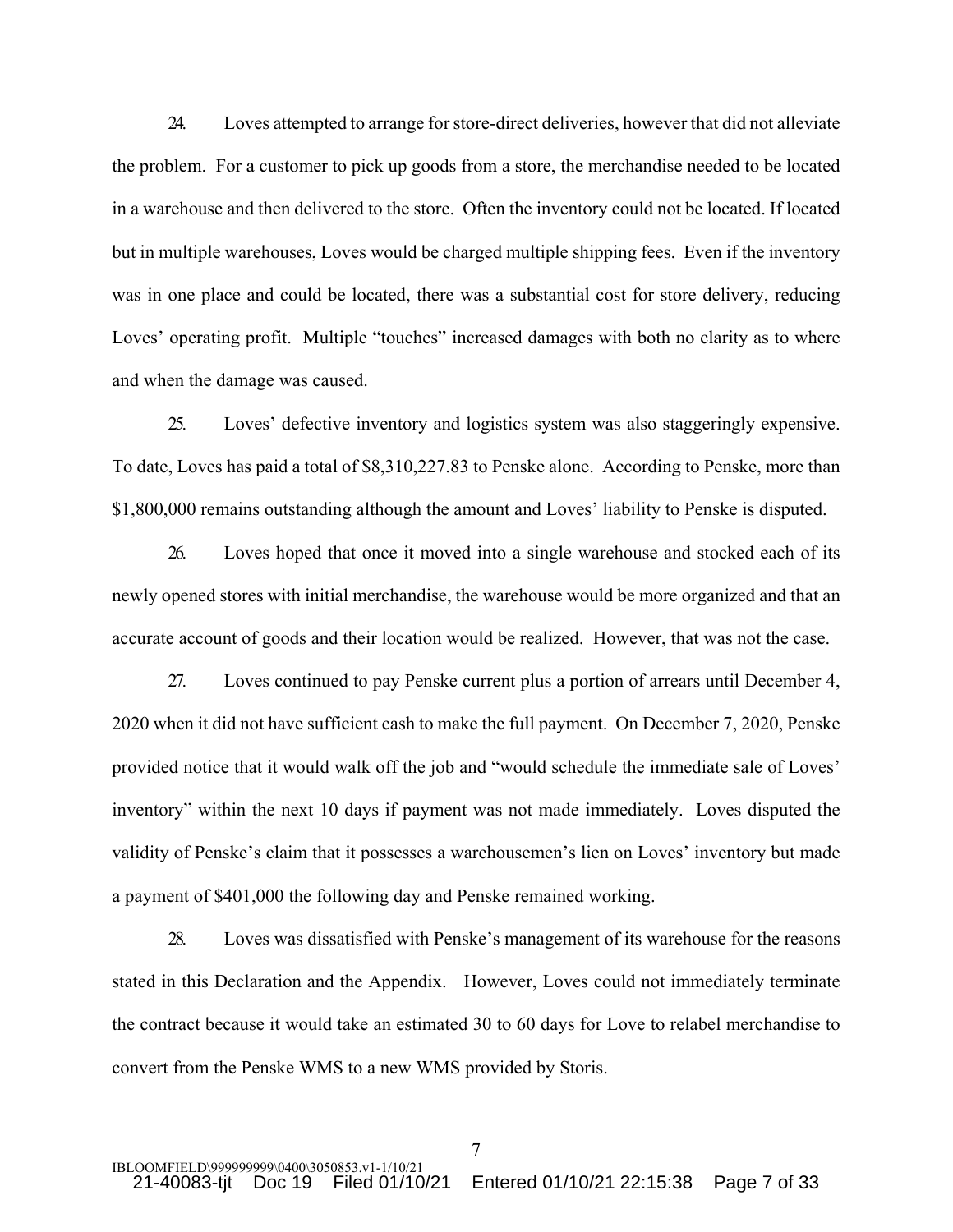24. Loves attempted to arrange for store-direct deliveries, however that did not alleviate the problem. For a customer to pick up goods from a store, the merchandise needed to be located in a warehouse and then delivered to the store. Often the inventory could not be located. If located but in multiple warehouses, Loves would be charged multiple shipping fees. Even if the inventory was in one place and could be located, there was a substantial cost for store delivery, reducing Loves' operating profit. Multiple "touches" increased damages with both no clarity as to where and when the damage was caused.

25. Loves' defective inventory and logistics system was also staggeringly expensive. To date, Loves has paid a total of $8,310,227.83 to Penske alone. According to Penske, more than $1,800,000 remains outstanding although the amount and Loves' liability to Penske is disputed.

26. Loves hoped that once it moved into a single warehouse and stocked each of its newly opened stores with initial merchandise, the warehouse would be more organized and that an accurate account of goods and their location would be realized. However, that was not the case.

27. Loves continued to pay Penske current plus a portion of arrears until December 4, 2020 when it did not have sufficient cash to make the full payment. On December 7, 2020, Penske provided notice that it would walk off the job and "would schedule the immediate sale of Loves' inventory" within the next 10 days if payment was not made immediately. Loves disputed the validity of Penske's claim that it possesses a warehousemen's lien on Loves' inventory but made a payment of $401,000 the following day and Penske remained working.

28. Loves was dissatisfied with Penske's management of its warehouse for the reasons stated in this Declaration and the Appendix. However, Loves could not immediately terminate the contract because it would take an estimated 30 to 60 days for Love to relabel merchandise to convert from the Penske WMS to a new WMS provided by Storis.

IBLOOMFIELD\999999999\0400\3050853.v1-1/10/21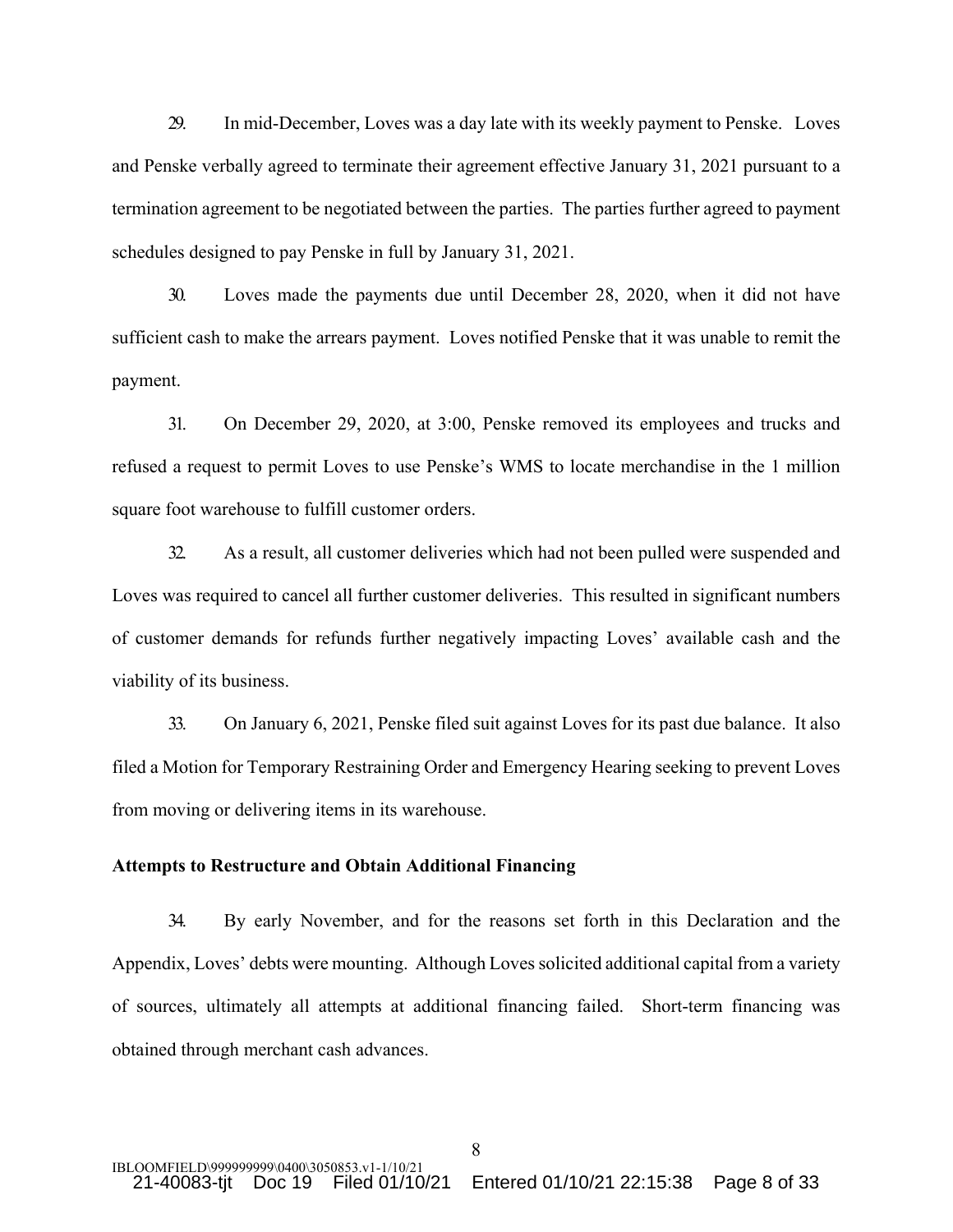29. In mid-December, Loves was a day late with its weekly payment to Penske. Loves and Penske verbally agreed to terminate their agreement effective January 31, 2021 pursuant to a termination agreement to be negotiated between the parties. The parties further agreed to payment schedules designed to pay Penske in full by January 31, 2021.

30. Loves made the payments due until December 28, 2020, when it did not have sufficient cash to make the arrears payment. Loves notified Penske that it was unable to remit the payment.

31. On December 29, 2020, at 3:00, Penske removed its employees and trucks and refused a request to permit Loves to use Penske's WMS to locate merchandise in the 1 million square foot warehouse to fulfill customer orders.

32. As a result, all customer deliveries which had not been pulled were suspended and Loves was required to cancel all further customer deliveries. This resulted in significant numbers of customer demands for refunds further negatively impacting Loves' available cash and the viability of its business.

33. On January 6, 2021, Penske filed suit against Loves for its past due balance. It also filed a Motion for Temporary Restraining Order and Emergency Hearing seeking to prevent Loves from moving or delivering items in its warehouse.

**Attempts to Restructure and Obtain Additional Financing**

34. By early November, and for the reasons set forth in this Declaration and the Appendix, Loves' debts were mounting. Although Loves solicited additional capital from a variety of sources, ultimately all attempts at additional financing failed. Short-term financing was obtained through merchant cash advances.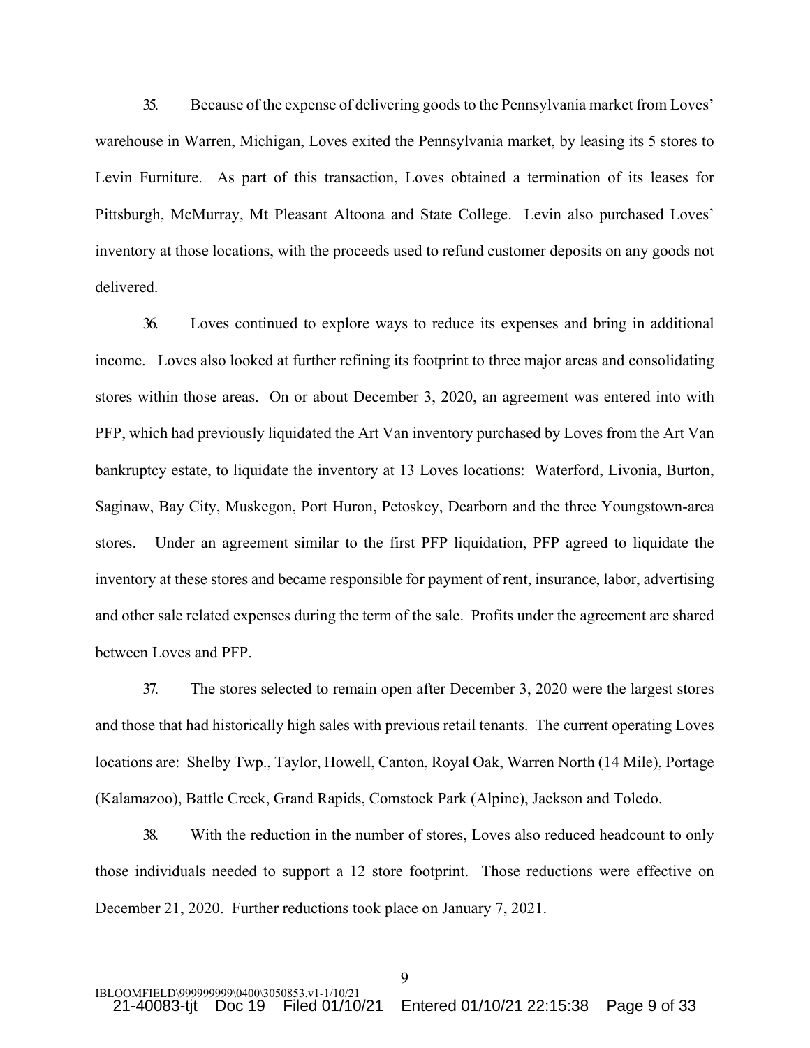35. Because of the expense of delivering goods to the Pennsylvania market from Loves' warehouse in Warren, Michigan, Loves exited the Pennsylvania market, by leasing its 5 stores to Levin Furniture. As part of this transaction, Loves obtained a termination of its leases for Pittsburgh, McMurray, Mt Pleasant Altoona and State College. Levin also purchased Loves' inventory at those locations, with the proceeds used to refund customer deposits on any goods not delivered.

36. Loves continued to explore ways to reduce its expenses and bring in additional income. Loves also looked at further refining its footprint to three major areas and consolidating stores within those areas. On or about December 3, 2020, an agreement was entered into with PFP, which had previously liquidated the Art Van inventory purchased by Loves from the Art Van bankruptcy estate, to liquidate the inventory at 13 Loves locations: Waterford, Livonia, Burton, Saginaw, Bay City, Muskegon, Port Huron, Petoskey, Dearborn and the three Youngstown-area stores. Under an agreement similar to the first PFP liquidation, PFP agreed to liquidate the inventory at these stores and became responsible for payment of rent, insurance, labor, advertising and other sale related expenses during the term of the sale. Profits under the agreement are shared between Loves and PFP.

37. The stores selected to remain open after December 3, 2020 were the largest stores and those that had historically high sales with previous retail tenants. The current operating Loves locations are: Shelby Twp., Taylor, Howell, Canton, Royal Oak, Warren North (14 Mile), Portage (Kalamazoo), Battle Creek, Grand Rapids, Comstock Park (Alpine), Jackson and Toledo.

38. With the reduction in the number of stores, Loves also reduced headcount to only those individuals needed to support a 12 store footprint. Those reductions were effective on December 21, 2020. Further reductions took place on January 7, 2021.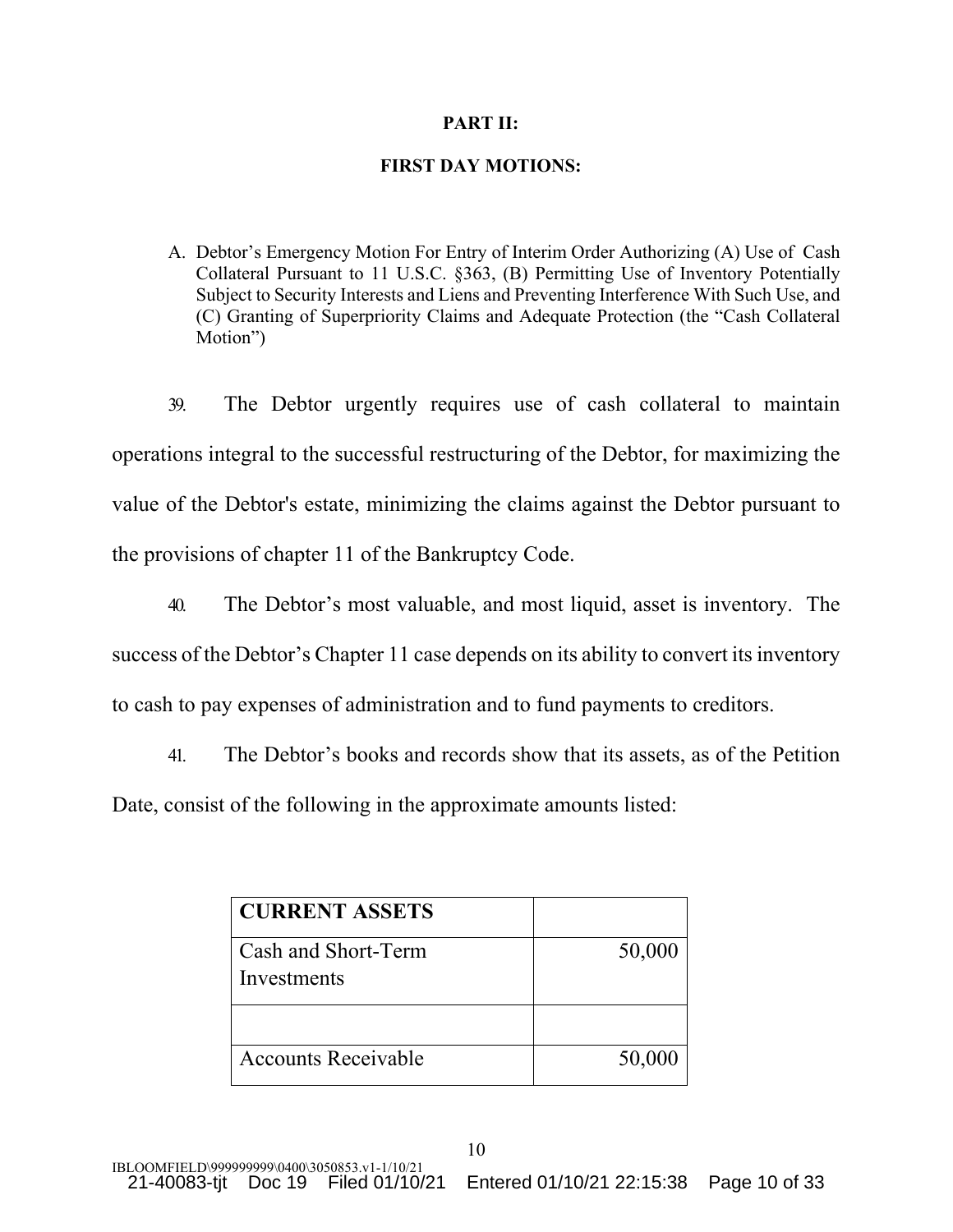**PART II:**

**FIRST DAY MOTIONS:**

A. Debtor's Emergency Motion For Entry of Interim Order Authorizing (A) Use of Cash Collateral Pursuant to 11 U.S.C. §363, (B) Permitting Use of Inventory Potentially Subject to Security Interests and Liens and Preventing Interference With Such Use, and (C) Granting of Superpriority Claims and Adequate Protection (the "Cash Collateral Motion")

39. The Debtor urgently requires use of cash collateral to maintain operations integral to the successful restructuring of the Debtor, for maximizing the value of the Debtor's estate, minimizing the claims against the Debtor pursuant to the provisions of chapter 11 of the Bankruptcy Code.

40. The Debtor's most valuable, and most liquid, asset is inventory. The success of the Debtor's Chapter 11 case depends on its ability to convert its inventory to cash to pay expenses of administration and to fund payments to creditors.

41. The Debtor's books and records show that its assets, as of the Petition Date, consist of the following in the approximate amounts listed:

| **CURRENT ASSETS** | |
|---|---|
| Cash and Short-Term Investments | 50,000 |
| | |
| Accounts Receivable | 50,000 |

IBLOOMFIELD\999999999\0400\3050853.v1-1/10/21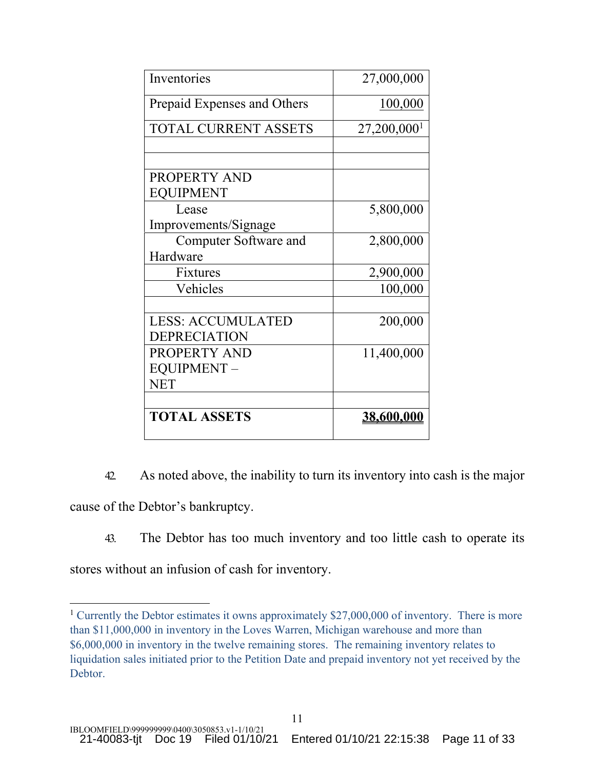| | |
|---|---|
| Inventories | 27,000,000 |
| Prepaid Expenses and Others | 100,000 |
| TOTAL CURRENT ASSETS | 27,200,000[1] |
| | |
| | |
| PROPERTY AND EQUIPMENT | |
| Lease Improvements/Signage | 5,800,000 |
| Computer Software and Hardware | 2,800,000 |
| Fixtures | 2,900,000 |
| Vehicles | 100,000 |
| | |
| LESS: ACCUMULATED DEPRECIATION | 200,000 |
| PROPERTY AND EQUIPMENT – NET | 11,400,000 |
| | |
| **TOTAL ASSETS** | **38,600,000** |

42. As noted above, the inability to turn its inventory into cash is the major cause of the Debtor's bankruptcy.

43. The Debtor has too much inventory and too little cash to operate its stores without an infusion of cash for inventory.

[1] Currently the Debtor estimates it owns approximately $27,000,000 of inventory. There is more than $11,000,000 in inventory in the Loves Warren, Michigan warehouse and more than $6,000,000 in inventory in the twelve remaining stores. The remaining inventory relates to liquidation sales initiated prior to the Petition Date and prepaid inventory not yet received by the Debtor.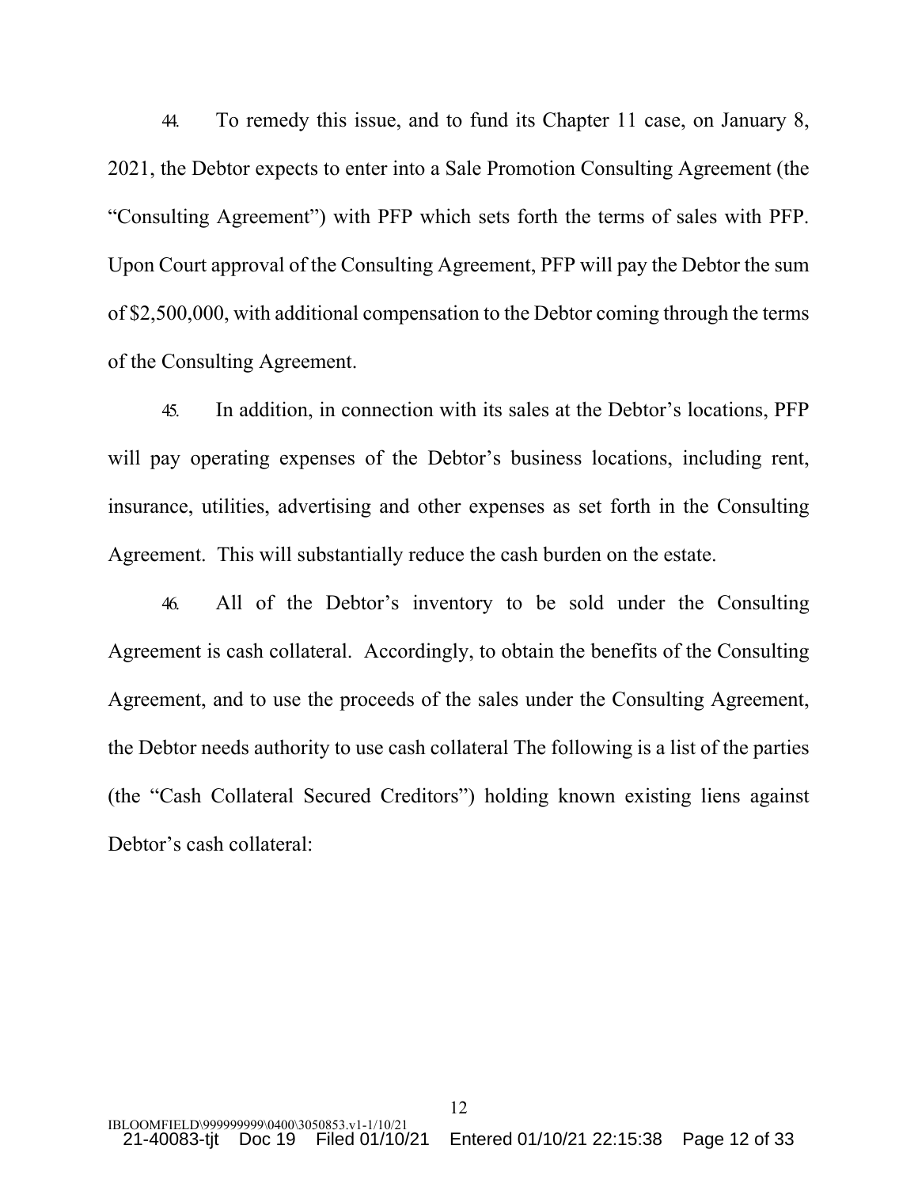44. To remedy this issue, and to fund its Chapter 11 case, on January 8, 2021, the Debtor expects to enter into a Sale Promotion Consulting Agreement (the "Consulting Agreement") with PFP which sets forth the terms of sales with PFP. Upon Court approval of the Consulting Agreement, PFP will pay the Debtor the sum of $2,500,000, with additional compensation to the Debtor coming through the terms of the Consulting Agreement.

45. In addition, in connection with its sales at the Debtor's locations, PFP will pay operating expenses of the Debtor's business locations, including rent, insurance, utilities, advertising and other expenses as set forth in the Consulting Agreement. This will substantially reduce the cash burden on the estate.

46. All of the Debtor's inventory to be sold under the Consulting Agreement is cash collateral. Accordingly, to obtain the benefits of the Consulting Agreement, and to use the proceeds of the sales under the Consulting Agreement, the Debtor needs authority to use cash collateral The following is a list of the parties (the "Cash Collateral Secured Creditors") holding known existing liens against Debtor's cash collateral: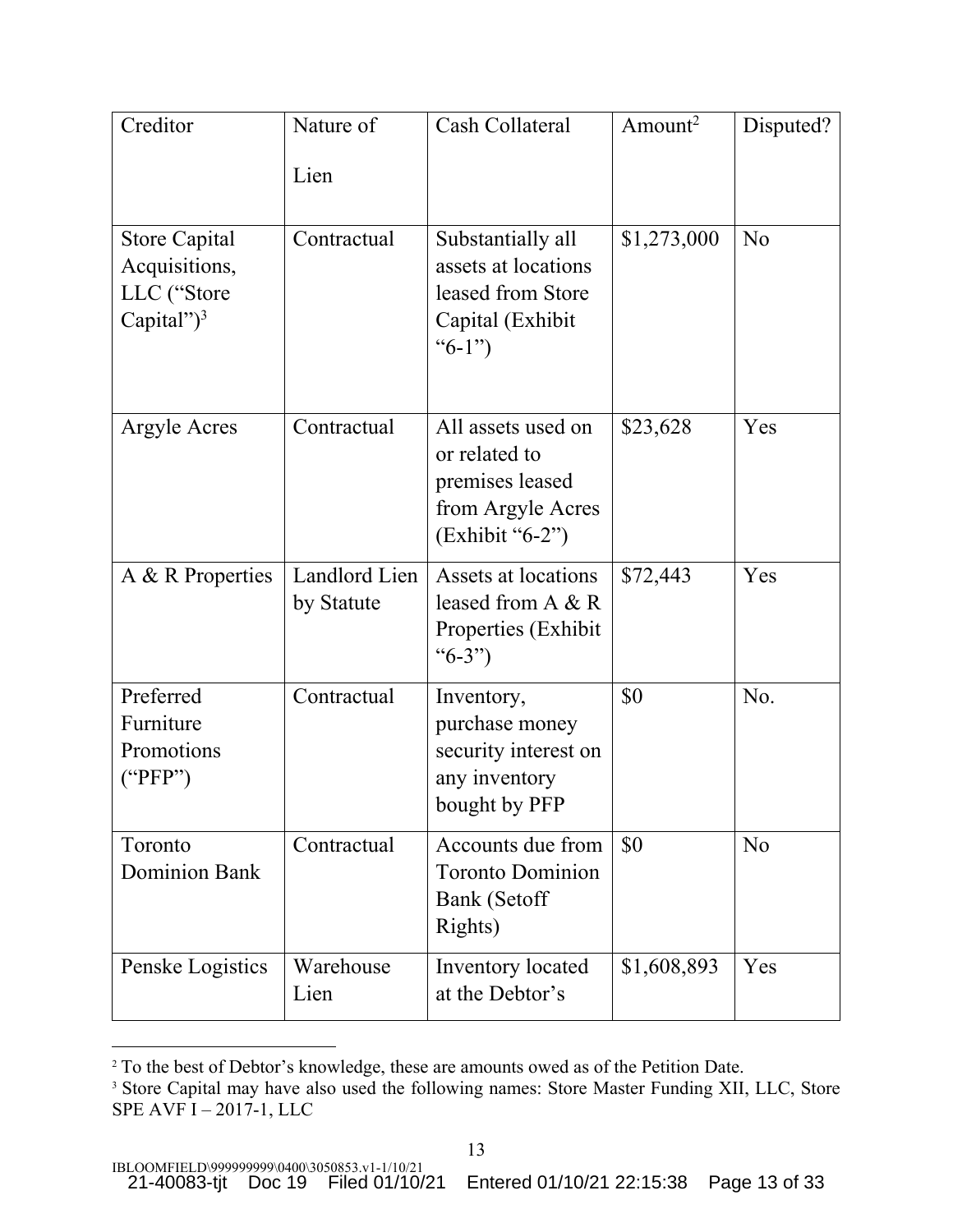| Creditor | Nature of Lien | Cash Collateral | Amount[2] | Disputed? |
|---|---|---|---|---|
| Store Capital Acquisitions, LLC ("Store Capital")[3] | Contractual | Substantially all assets at locations leased from Store Capital (Exhibit "6-1") | \$1,273,000 | No |
| Argyle Acres | Contractual | All assets used on or related to premises leased from Argyle Acres (Exhibit "6-2") | \$23,628 | Yes |
| A & R Properties | Landlord Lien by Statute | Assets at locations leased from A & R Properties (Exhibit "6-3") | \$72,443 | Yes |
| Preferred Furniture Promotions ("PFP") | Contractual | Inventory, purchase money security interest on any inventory bought by PFP | \$0 | No. |
| Toronto Dominion Bank | Contractual | Accounts due from Toronto Dominion Bank (Setoff Rights) | \$0 | No |
| Penske Logistics | Warehouse Lien | Inventory located at the Debtor's | \$1,608,893 | Yes |

[2] To the best of Debtor's knowledge, these are amounts owed as of the Petition Date.

[3] Store Capital may have also used the following names: Store Master Funding XII, LLC, Store SPE AVF I – 2017-1, LLC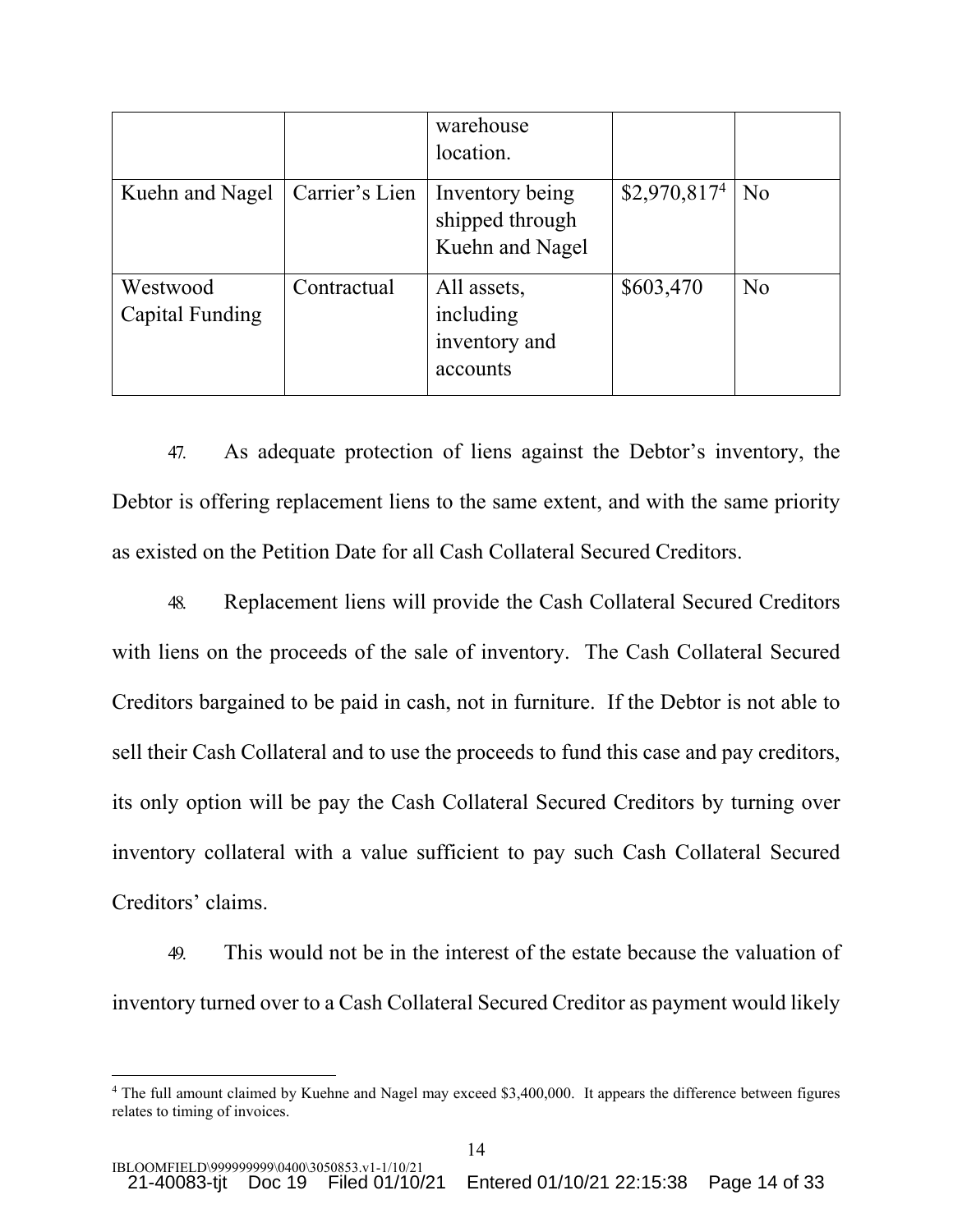| | | warehouse location. | | |
|---|---|---|---|---|
| Kuehn and Nagel | Carrier's Lien | Inventory being shipped through Kuehn and Nagel | \$2,970,817[4] | No |
| Westwood Capital Funding | Contractual | All assets, including inventory and accounts | \$603,470 | No |

47. As adequate protection of liens against the Debtor's inventory, the Debtor is offering replacement liens to the same extent, and with the same priority as existed on the Petition Date for all Cash Collateral Secured Creditors.

48. Replacement liens will provide the Cash Collateral Secured Creditors with liens on the proceeds of the sale of inventory. The Cash Collateral Secured Creditors bargained to be paid in cash, not in furniture. If the Debtor is not able to sell their Cash Collateral and to use the proceeds to fund this case and pay creditors, its only option will be pay the Cash Collateral Secured Creditors by turning over inventory collateral with a value sufficient to pay such Cash Collateral Secured Creditors' claims.

49. This would not be in the interest of the estate because the valuation of inventory turned over to a Cash Collateral Secured Creditor as payment would likely

[4] The full amount claimed by Kuehne and Nagel may exceed \$3,400,000. It appears the difference between figures relates to timing of invoices.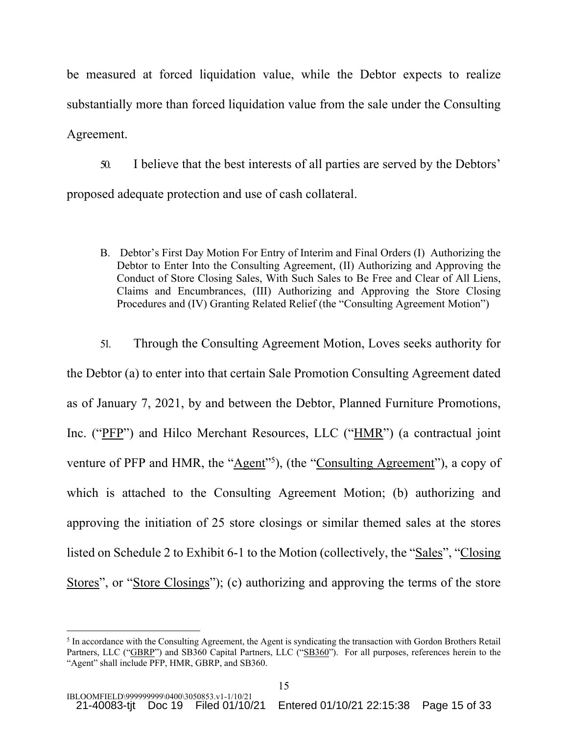be measured at forced liquidation value, while the Debtor expects to realize substantially more than forced liquidation value from the sale under the Consulting Agreement.

50. I believe that the best interests of all parties are served by the Debtors' proposed adequate protection and use of cash collateral.

B. Debtor's First Day Motion For Entry of Interim and Final Orders (I) Authorizing the Debtor to Enter Into the Consulting Agreement, (II) Authorizing and Approving the Conduct of Store Closing Sales, With Such Sales to Be Free and Clear of All Liens, Claims and Encumbrances, (III) Authorizing and Approving the Store Closing Procedures and (IV) Granting Related Relief (the "Consulting Agreement Motion")

51. Through the Consulting Agreement Motion, Loves seeks authority for the Debtor (a) to enter into that certain Sale Promotion Consulting Agreement dated as of January 7, 2021, by and between the Debtor, Planned Furniture Promotions, Inc. ("PFP") and Hilco Merchant Resources, LLC ("HMR") (a contractual joint venture of PFP and HMR, the "Agent"[5]), (the "Consulting Agreement"), a copy of which is attached to the Consulting Agreement Motion; (b) authorizing and approving the initiation of 25 store closings or similar themed sales at the stores listed on Schedule 2 to Exhibit 6-1 to the Motion (collectively, the "Sales", "Closing Stores", or "Store Closings"); (c) authorizing and approving the terms of the store

[5] In accordance with the Consulting Agreement, the Agent is syndicating the transaction with Gordon Brothers Retail Partners, LLC ("GBRP") and SB360 Capital Partners, LLC ("SB360"). For all purposes, references herein to the "Agent" shall include PFP, HMR, GBRP, and SB360.

IBLOOMFIELD\999999999\0400\3050853.v1-1/10/21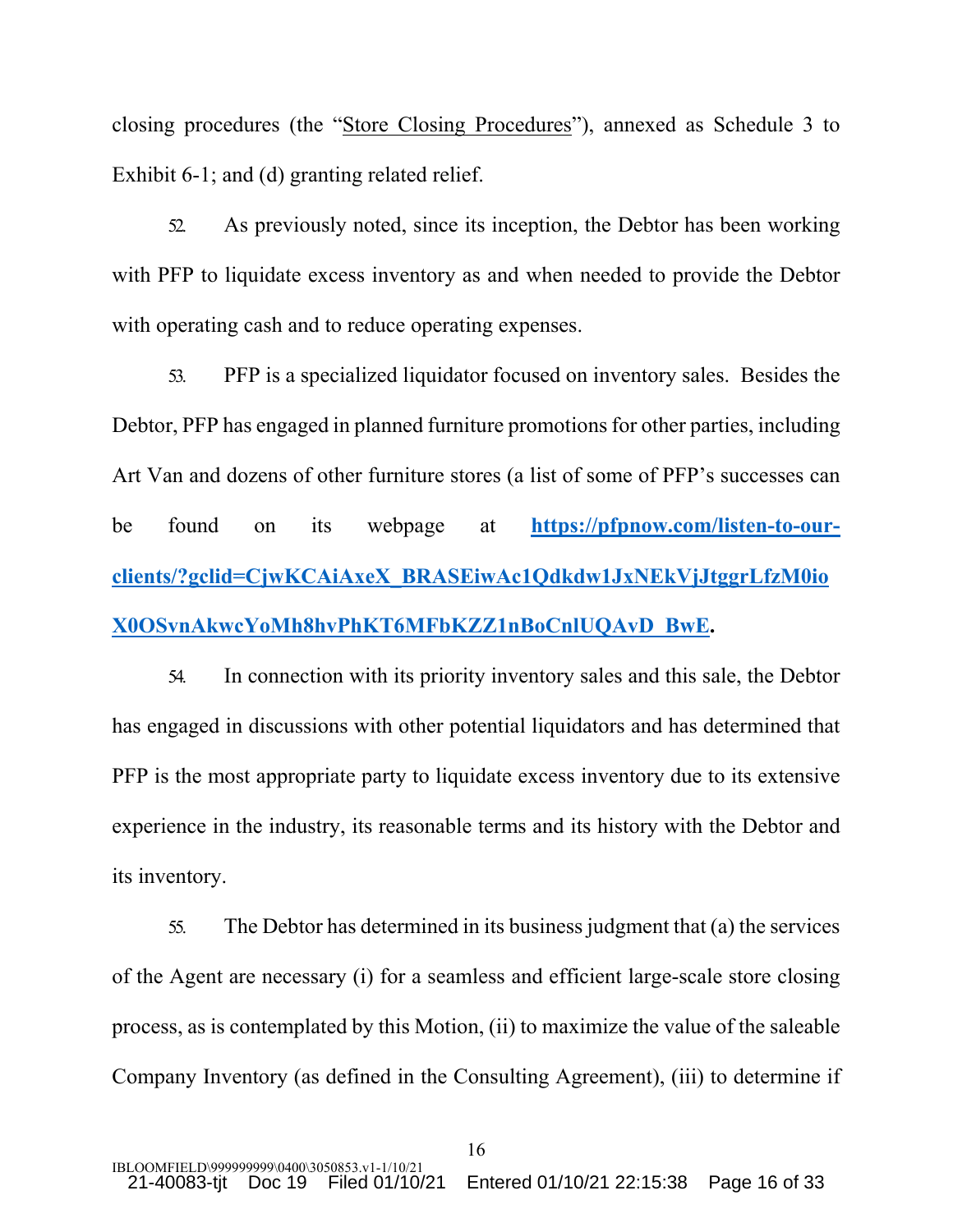closing procedures (the "Store Closing Procedures"), annexed as Schedule 3 to Exhibit 6-1; and (d) granting related relief.

52. As previously noted, since its inception, the Debtor has been working with PFP to liquidate excess inventory as and when needed to provide the Debtor with operating cash and to reduce operating expenses.

53. PFP is a specialized liquidator focused on inventory sales. Besides the Debtor, PFP has engaged in planned furniture promotions for other parties, including Art Van and dozens of other furniture stores (a list of some of PFP's successes can be found on its webpage at **https://pfpnow.com/listen-to-our-clients/?gclid=CjwKCAiAxeX_BRASEiwAc1Qdkdw1JxNEkVjJtggrLfzM0ioX0OSvnAkwcYoMh8hvPhKT6MFbKZZ1nBoCnlUQAvD_BwE**.

54. In connection with its priority inventory sales and this sale, the Debtor has engaged in discussions with other potential liquidators and has determined that PFP is the most appropriate party to liquidate excess inventory due to its extensive experience in the industry, its reasonable terms and its history with the Debtor and its inventory.

55. The Debtor has determined in its business judgment that (a) the services of the Agent are necessary (i) for a seamless and efficient large-scale store closing process, as is contemplated by this Motion, (ii) to maximize the value of the saleable Company Inventory (as defined in the Consulting Agreement), (iii) to determine if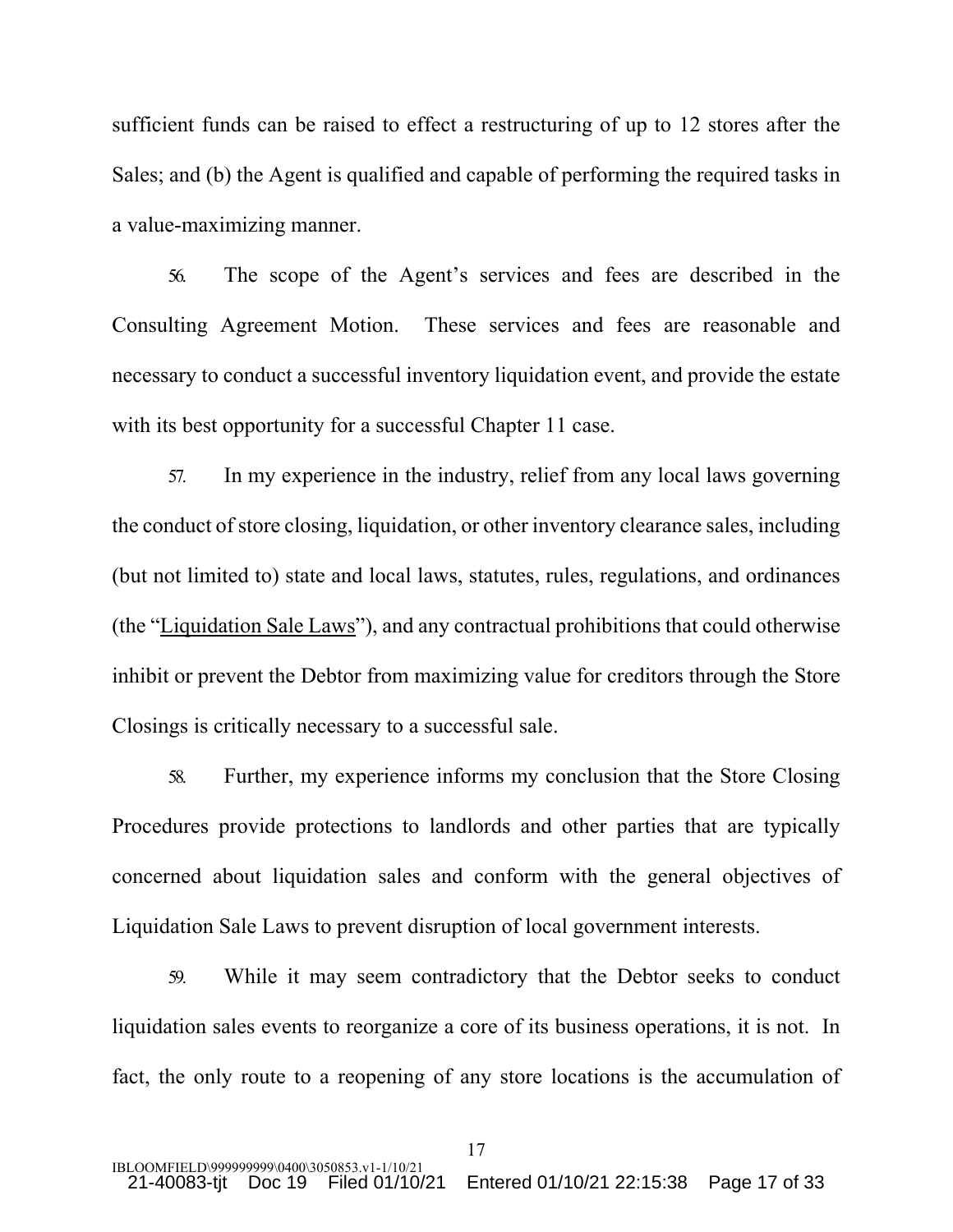sufficient funds can be raised to effect a restructuring of up to 12 stores after the Sales; and (b) the Agent is qualified and capable of performing the required tasks in a value-maximizing manner.

56. The scope of the Agent's services and fees are described in the Consulting Agreement Motion. These services and fees are reasonable and necessary to conduct a successful inventory liquidation event, and provide the estate with its best opportunity for a successful Chapter 11 case.

57. In my experience in the industry, relief from any local laws governing the conduct of store closing, liquidation, or other inventory clearance sales, including (but not limited to) state and local laws, statutes, rules, regulations, and ordinances (the "Liquidation Sale Laws"), and any contractual prohibitions that could otherwise inhibit or prevent the Debtor from maximizing value for creditors through the Store Closings is critically necessary to a successful sale.

58. Further, my experience informs my conclusion that the Store Closing Procedures provide protections to landlords and other parties that are typically concerned about liquidation sales and conform with the general objectives of Liquidation Sale Laws to prevent disruption of local government interests.

59. While it may seem contradictory that the Debtor seeks to conduct liquidation sales events to reorganize a core of its business operations, it is not. In fact, the only route to a reopening of any store locations is the accumulation of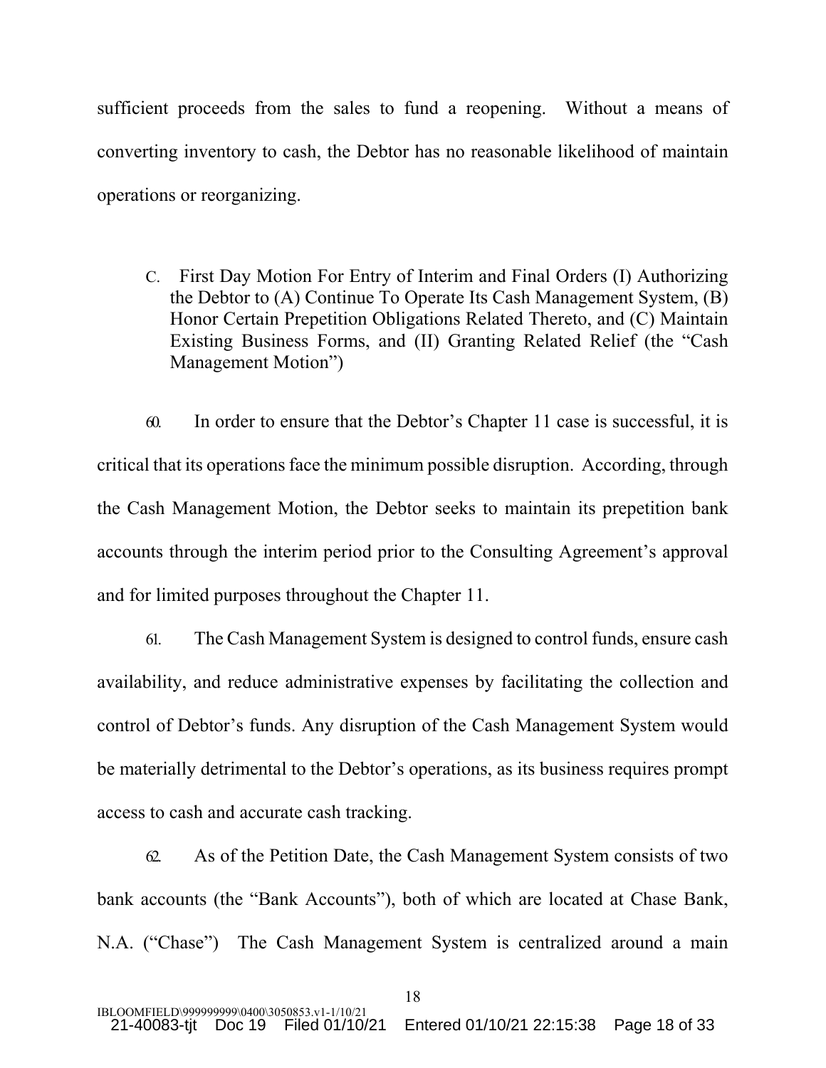sufficient proceeds from the sales to fund a reopening. Without a means of converting inventory to cash, the Debtor has no reasonable likelihood of maintain operations or reorganizing.

C. First Day Motion For Entry of Interim and Final Orders (I) Authorizing the Debtor to (A) Continue To Operate Its Cash Management System, (B) Honor Certain Prepetition Obligations Related Thereto, and (C) Maintain Existing Business Forms, and (II) Granting Related Relief (the "Cash Management Motion")

60. In order to ensure that the Debtor's Chapter 11 case is successful, it is critical that its operations face the minimum possible disruption. According, through the Cash Management Motion, the Debtor seeks to maintain its prepetition bank accounts through the interim period prior to the Consulting Agreement's approval and for limited purposes throughout the Chapter 11.

61. The Cash Management System is designed to control funds, ensure cash availability, and reduce administrative expenses by facilitating the collection and control of Debtor's funds. Any disruption of the Cash Management System would be materially detrimental to the Debtor's operations, as its business requires prompt access to cash and accurate cash tracking.

62. As of the Petition Date, the Cash Management System consists of two bank accounts (the "Bank Accounts"), both of which are located at Chase Bank, N.A. ("Chase") The Cash Management System is centralized around a main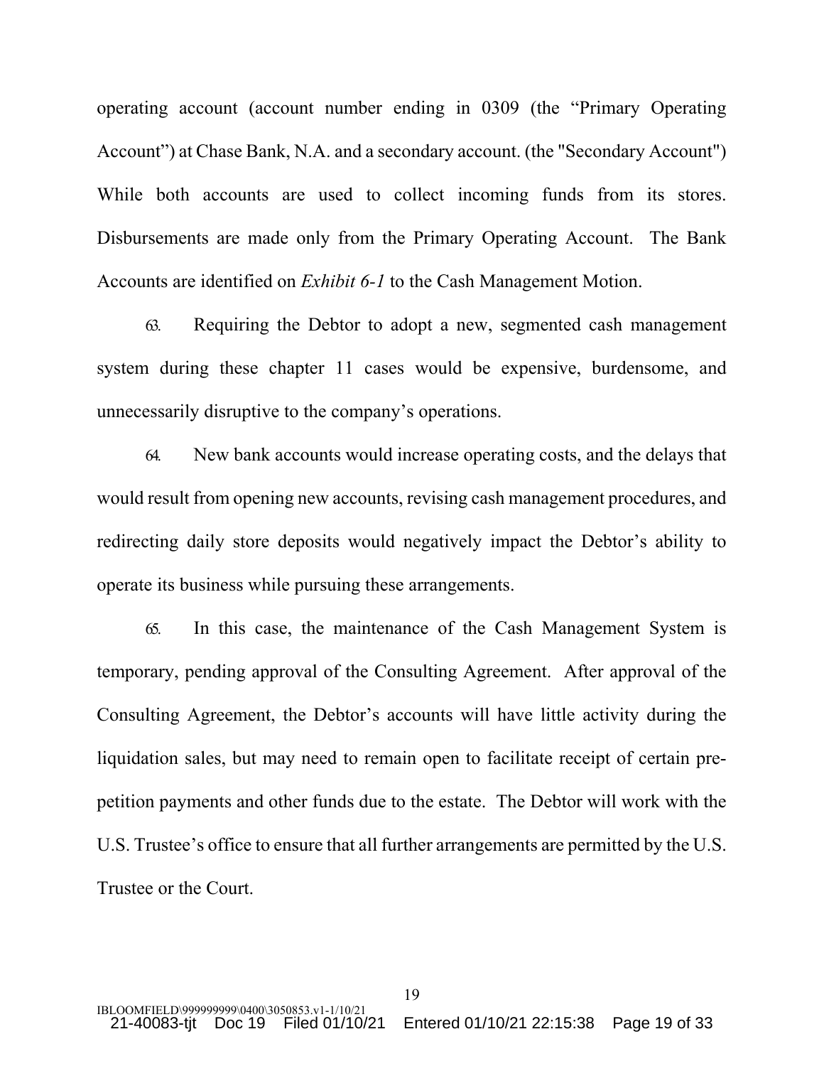operating account (account number ending in 0309 (the "Primary Operating Account") at Chase Bank, N.A. and a secondary account. (the "Secondary Account") While both accounts are used to collect incoming funds from its stores. Disbursements are made only from the Primary Operating Account. The Bank Accounts are identified on *Exhibit 6-1* to the Cash Management Motion.

63. Requiring the Debtor to adopt a new, segmented cash management system during these chapter 11 cases would be expensive, burdensome, and unnecessarily disruptive to the company's operations.

64. New bank accounts would increase operating costs, and the delays that would result from opening new accounts, revising cash management procedures, and redirecting daily store deposits would negatively impact the Debtor's ability to operate its business while pursuing these arrangements.

65. In this case, the maintenance of the Cash Management System is temporary, pending approval of the Consulting Agreement. After approval of the Consulting Agreement, the Debtor's accounts will have little activity during the liquidation sales, but may need to remain open to facilitate receipt of certain pre-petition payments and other funds due to the estate. The Debtor will work with the U.S. Trustee's office to ensure that all further arrangements are permitted by the U.S. Trustee or the Court.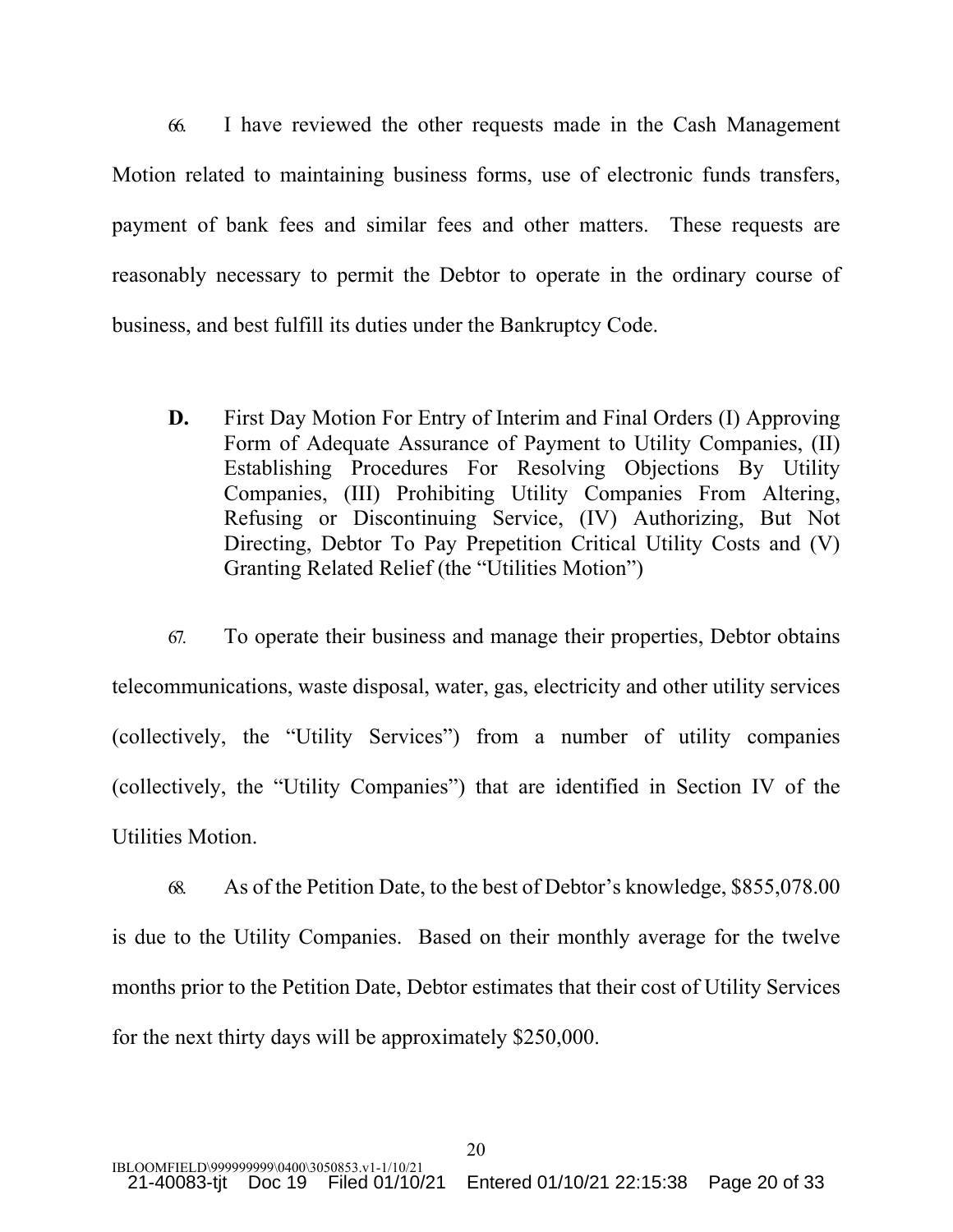66. I have reviewed the other requests made in the Cash Management Motion related to maintaining business forms, use of electronic funds transfers, payment of bank fees and similar fees and other matters. These requests are reasonably necessary to permit the Debtor to operate in the ordinary course of business, and best fulfill its duties under the Bankruptcy Code.

**D.** First Day Motion For Entry of Interim and Final Orders (I) Approving Form of Adequate Assurance of Payment to Utility Companies, (II) Establishing Procedures For Resolving Objections By Utility Companies, (III) Prohibiting Utility Companies From Altering, Refusing or Discontinuing Service, (IV) Authorizing, But Not Directing, Debtor To Pay Prepetition Critical Utility Costs and (V) Granting Related Relief (the "Utilities Motion")

67. To operate their business and manage their properties, Debtor obtains telecommunications, waste disposal, water, gas, electricity and other utility services (collectively, the "Utility Services") from a number of utility companies (collectively, the "Utility Companies") that are identified in Section IV of the Utilities Motion.

68. As of the Petition Date, to the best of Debtor's knowledge, $855,078.00 is due to the Utility Companies. Based on their monthly average for the twelve months prior to the Petition Date, Debtor estimates that their cost of Utility Services for the next thirty days will be approximately $250,000.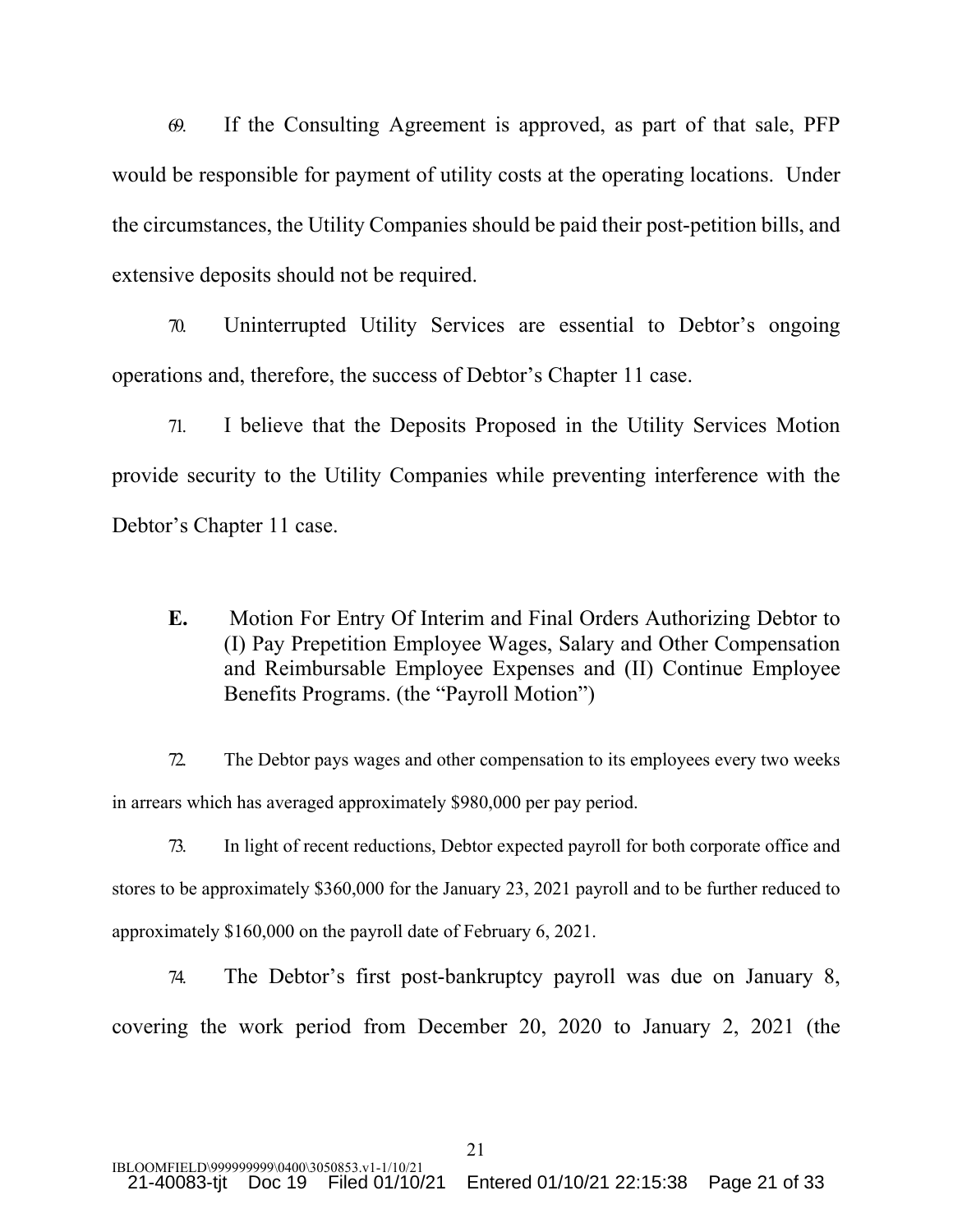69. If the Consulting Agreement is approved, as part of that sale, PFP would be responsible for payment of utility costs at the operating locations. Under the circumstances, the Utility Companies should be paid their post-petition bills, and extensive deposits should not be required.

70. Uninterrupted Utility Services are essential to Debtor's ongoing operations and, therefore, the success of Debtor's Chapter 11 case.

71. I believe that the Deposits Proposed in the Utility Services Motion provide security to the Utility Companies while preventing interference with the Debtor's Chapter 11 case.

**E.** Motion For Entry Of Interim and Final Orders Authorizing Debtor to (I) Pay Prepetition Employee Wages, Salary and Other Compensation and Reimbursable Employee Expenses and (II) Continue Employee Benefits Programs. (the "Payroll Motion")

72. The Debtor pays wages and other compensation to its employees every two weeks in arrears which has averaged approximately $980,000 per pay period.

73. In light of recent reductions, Debtor expected payroll for both corporate office and stores to be approximately $360,000 for the January 23, 2021 payroll and to be further reduced to approximately $160,000 on the payroll date of February 6, 2021.

74. The Debtor's first post-bankruptcy payroll was due on January 8, covering the work period from December 20, 2020 to January 2, 2021 (the

IBLOOMFIELD\999999999\0400\3050853.v1-1/10/21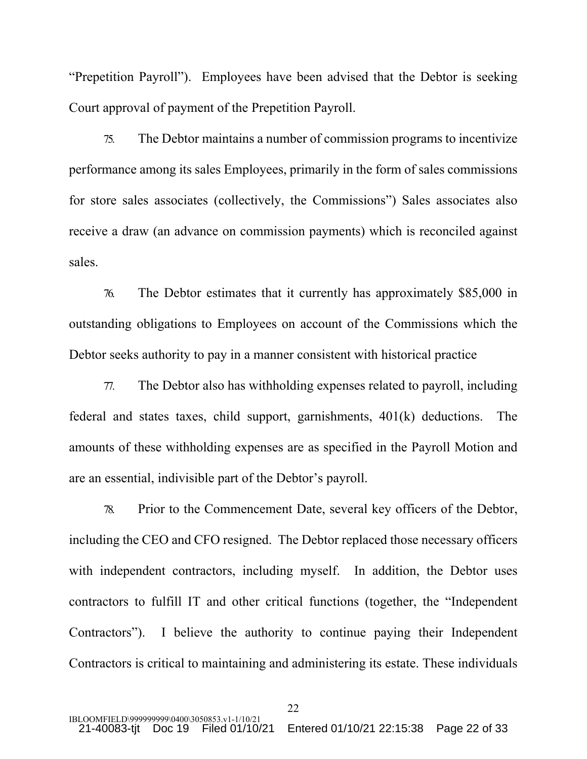"Prepetition Payroll"). Employees have been advised that the Debtor is seeking Court approval of payment of the Prepetition Payroll.

75. The Debtor maintains a number of commission programs to incentivize performance among its sales Employees, primarily in the form of sales commissions for store sales associates (collectively, the Commissions") Sales associates also receive a draw (an advance on commission payments) which is reconciled against sales.

76. The Debtor estimates that it currently has approximately $85,000 in outstanding obligations to Employees on account of the Commissions which the Debtor seeks authority to pay in a manner consistent with historical practice

77. The Debtor also has withholding expenses related to payroll, including federal and states taxes, child support, garnishments, 401(k) deductions. The amounts of these withholding expenses are as specified in the Payroll Motion and are an essential, indivisible part of the Debtor's payroll.

78. Prior to the Commencement Date, several key officers of the Debtor, including the CEO and CFO resigned. The Debtor replaced those necessary officers with independent contractors, including myself. In addition, the Debtor uses contractors to fulfill IT and other critical functions (together, the "Independent Contractors"). I believe the authority to continue paying their Independent Contractors is critical to maintaining and administering its estate. These individuals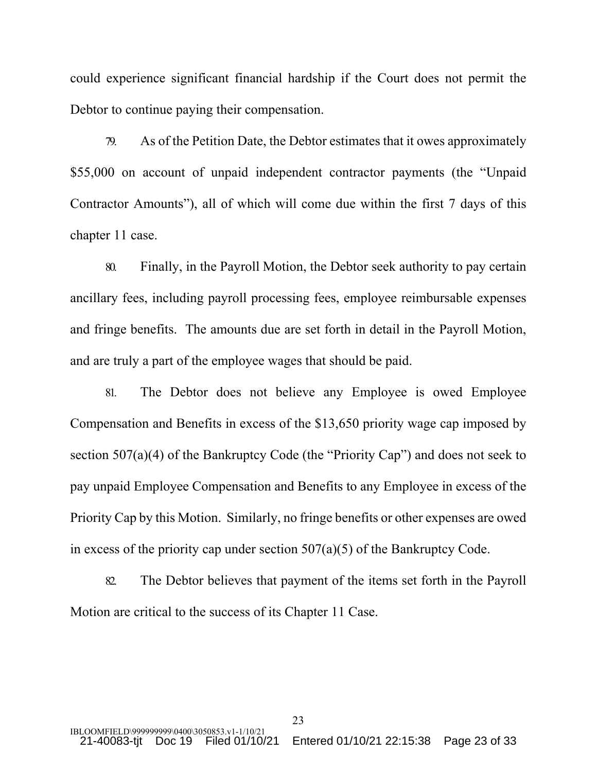could experience significant financial hardship if the Court does not permit the Debtor to continue paying their compensation.

79. As of the Petition Date, the Debtor estimates that it owes approximately $55,000 on account of unpaid independent contractor payments (the "Unpaid Contractor Amounts"), all of which will come due within the first 7 days of this chapter 11 case.

80. Finally, in the Payroll Motion, the Debtor seek authority to pay certain ancillary fees, including payroll processing fees, employee reimbursable expenses and fringe benefits. The amounts due are set forth in detail in the Payroll Motion, and are truly a part of the employee wages that should be paid.

81. The Debtor does not believe any Employee is owed Employee Compensation and Benefits in excess of the $13,650 priority wage cap imposed by section 507(a)(4) of the Bankruptcy Code (the "Priority Cap") and does not seek to pay unpaid Employee Compensation and Benefits to any Employee in excess of the Priority Cap by this Motion. Similarly, no fringe benefits or other expenses are owed in excess of the priority cap under section 507(a)(5) of the Bankruptcy Code.

82. The Debtor believes that payment of the items set forth in the Payroll Motion are critical to the success of its Chapter 11 Case.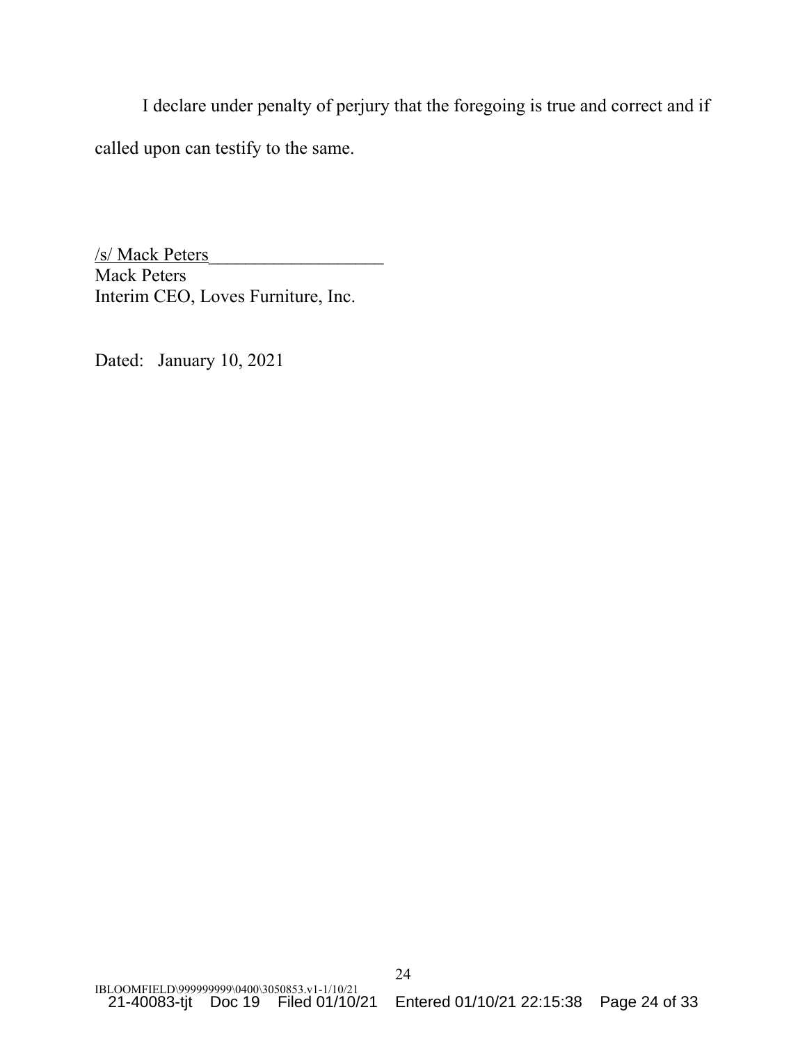I declare under penalty of perjury that the foregoing is true and correct and if called upon can testify to the same.

/s/ Mack Peters___________________
Mack Peters
Interim CEO, Loves Furniture, Inc.

Dated: January 10, 2021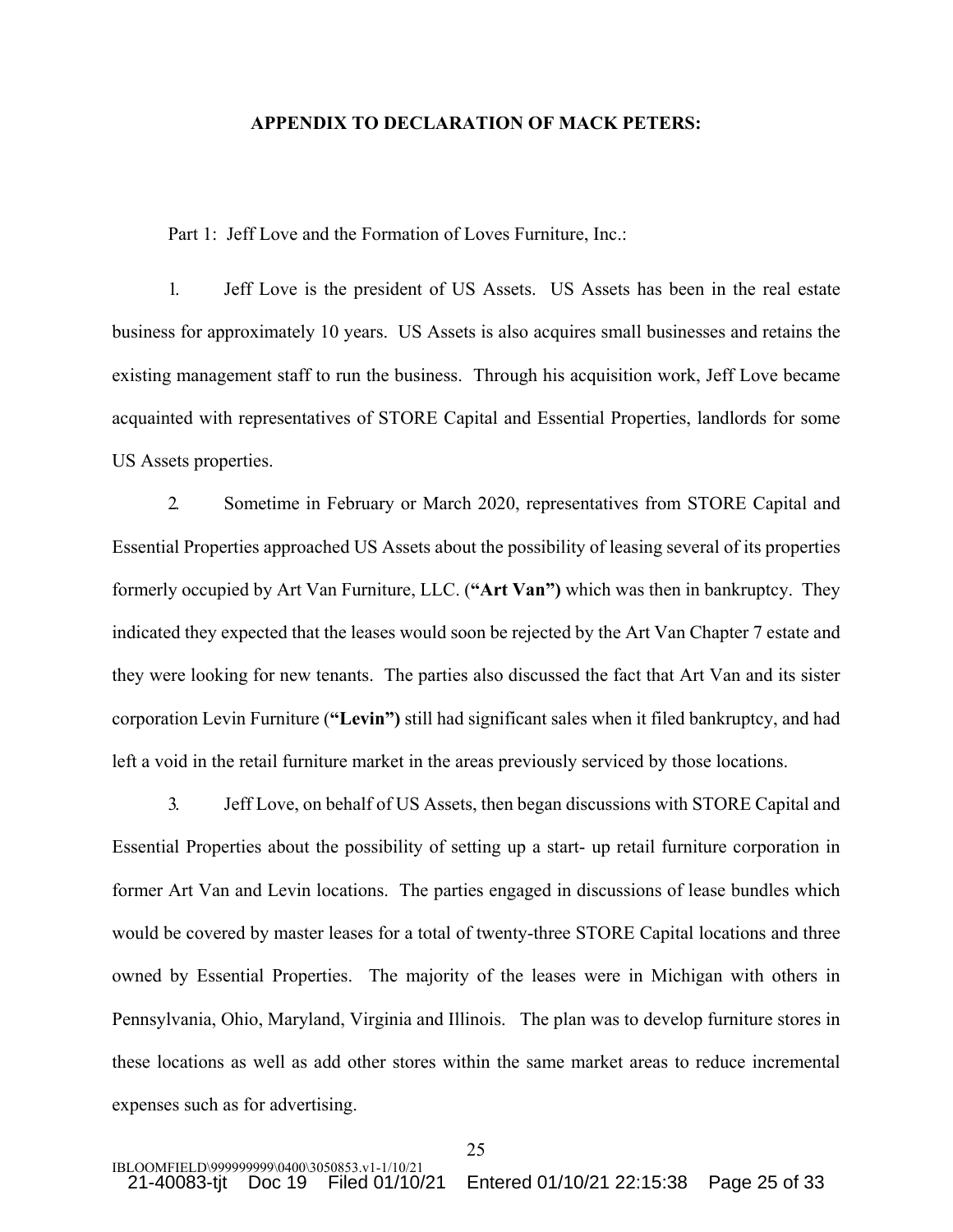**APPENDIX TO DECLARATION OF MACK PETERS:**

Part 1: Jeff Love and the Formation of Loves Furniture, Inc.:

1. Jeff Love is the president of US Assets. US Assets has been in the real estate business for approximately 10 years. US Assets is also acquires small businesses and retains the existing management staff to run the business. Through his acquisition work, Jeff Love became acquainted with representatives of STORE Capital and Essential Properties, landlords for some US Assets properties.

2. Sometime in February or March 2020, representatives from STORE Capital and Essential Properties approached US Assets about the possibility of leasing several of its properties formerly occupied by Art Van Furniture, LLC. (**"Art Van")** which was then in bankruptcy. They indicated they expected that the leases would soon be rejected by the Art Van Chapter 7 estate and they were looking for new tenants. The parties also discussed the fact that Art Van and its sister corporation Levin Furniture (**"Levin")** still had significant sales when it filed bankruptcy, and had left a void in the retail furniture market in the areas previously serviced by those locations.

3. Jeff Love, on behalf of US Assets, then began discussions with STORE Capital and Essential Properties about the possibility of setting up a start- up retail furniture corporation in former Art Van and Levin locations. The parties engaged in discussions of lease bundles which would be covered by master leases for a total of twenty-three STORE Capital locations and three owned by Essential Properties. The majority of the leases were in Michigan with others in Pennsylvania, Ohio, Maryland, Virginia and Illinois. The plan was to develop furniture stores in these locations as well as add other stores within the same market areas to reduce incremental expenses such as for advertising.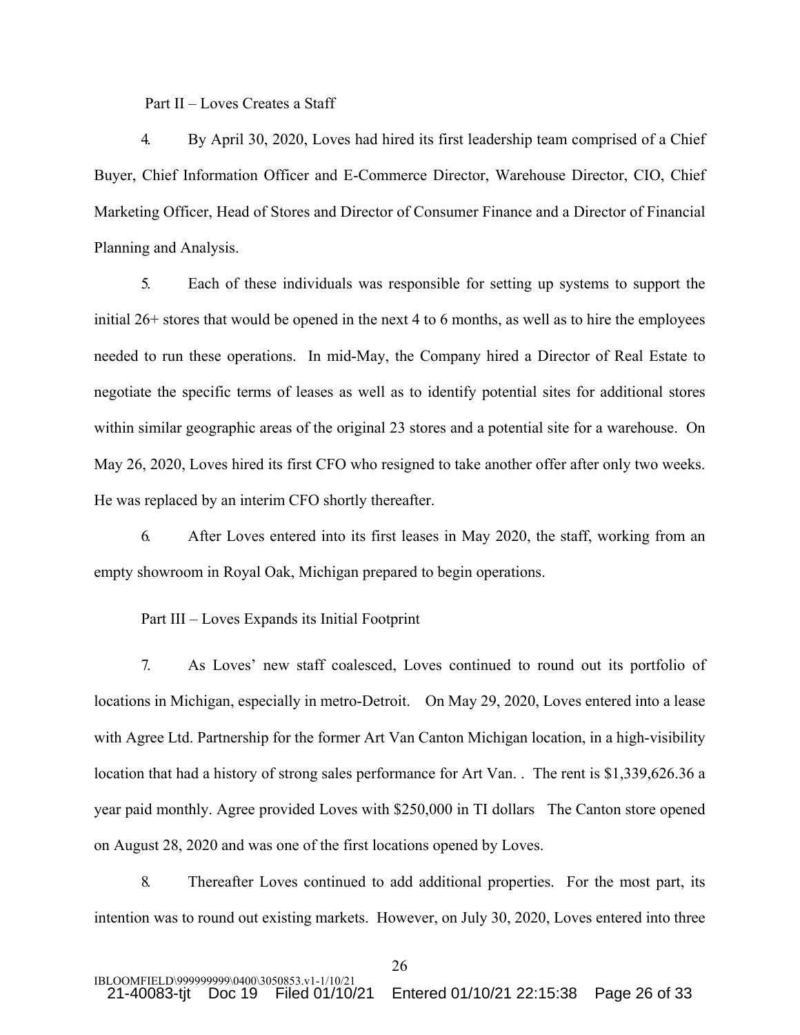Part II – Loves Creates a Staff

4. By April 30, 2020, Loves had hired its first leadership team comprised of a Chief Buyer, Chief Information Officer and E-Commerce Director, Warehouse Director, CIO, Chief Marketing Officer, Head of Stores and Director of Consumer Finance and a Director of Financial Planning and Analysis.

5. Each of these individuals was responsible for setting up systems to support the initial 26+ stores that would be opened in the next 4 to 6 months, as well as to hire the employees needed to run these operations. In mid-May, the Company hired a Director of Real Estate to negotiate the specific terms of leases as well as to identify potential sites for additional stores within similar geographic areas of the original 23 stores and a potential site for a warehouse. On May 26, 2020, Loves hired its first CFO who resigned to take another offer after only two weeks. He was replaced by an interim CFO shortly thereafter.

6. After Loves entered into its first leases in May 2020, the staff, working from an empty showroom in Royal Oak, Michigan prepared to begin operations.

Part III – Loves Expands its Initial Footprint

7. As Loves' new staff coalesced, Loves continued to round out its portfolio of locations in Michigan, especially in metro-Detroit. On May 29, 2020, Loves entered into a lease with Agree Ltd. Partnership for the former Art Van Canton Michigan location, in a high-visibility location that had a history of strong sales performance for Art Van. . The rent is $1,339,626.36 a year paid monthly. Agree provided Loves with $250,000 in TI dollars The Canton store opened on August 28, 2020 and was one of the first locations opened by Loves.

8. Thereafter Loves continued to add additional properties. For the most part, its intention was to round out existing markets. However, on July 30, 2020, Loves entered into three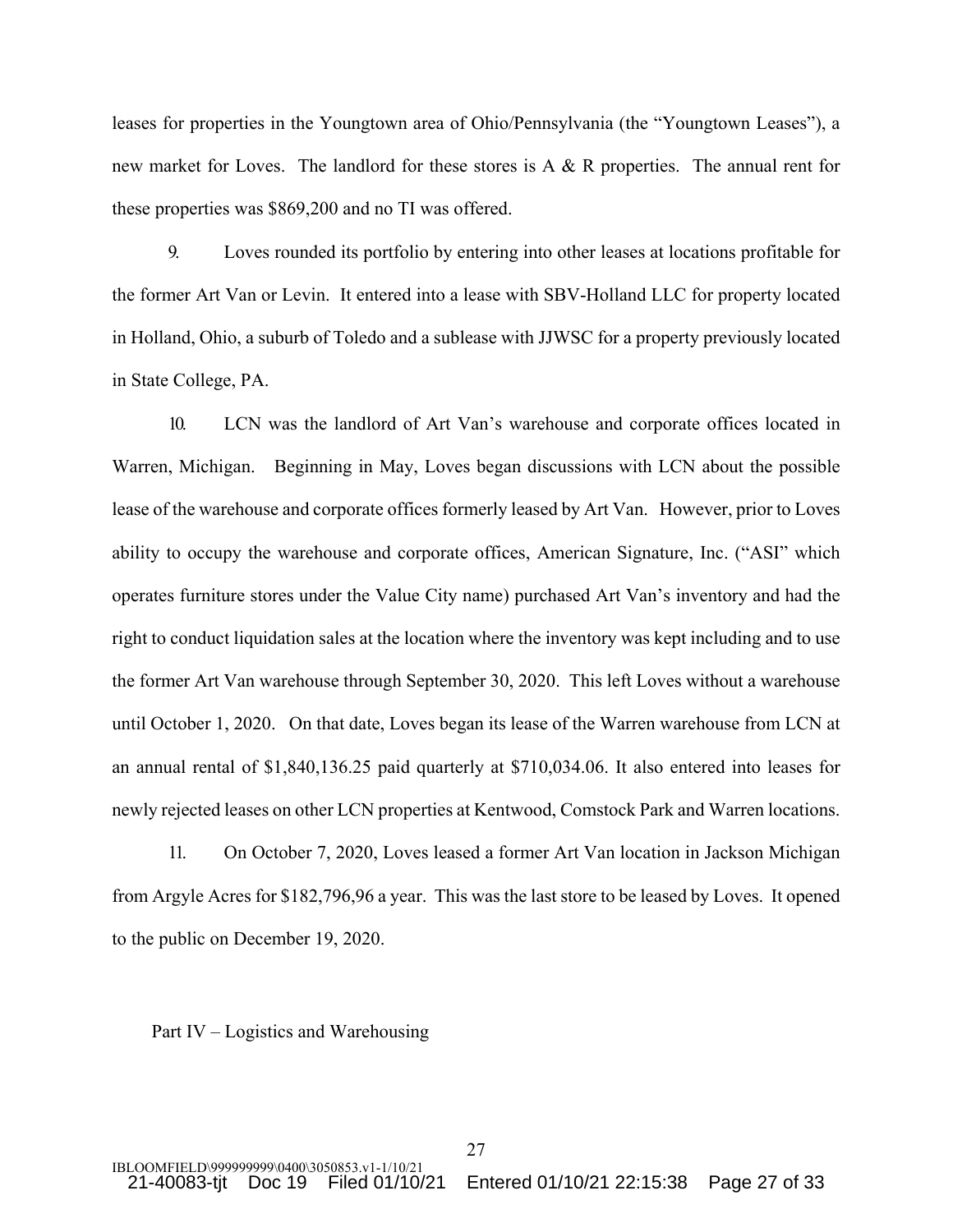leases for properties in the Youngtown area of Ohio/Pennsylvania (the "Youngtown Leases"), a new market for Loves. The landlord for these stores is A & R properties. The annual rent for these properties was $869,200 and no TI was offered.

9. Loves rounded its portfolio by entering into other leases at locations profitable for the former Art Van or Levin. It entered into a lease with SBV-Holland LLC for property located in Holland, Ohio, a suburb of Toledo and a sublease with JJWSC for a property previously located in State College, PA.

10. LCN was the landlord of Art Van's warehouse and corporate offices located in Warren, Michigan. Beginning in May, Loves began discussions with LCN about the possible lease of the warehouse and corporate offices formerly leased by Art Van. However, prior to Loves ability to occupy the warehouse and corporate offices, American Signature, Inc. ("ASI" which operates furniture stores under the Value City name) purchased Art Van's inventory and had the right to conduct liquidation sales at the location where the inventory was kept including and to use the former Art Van warehouse through September 30, 2020. This left Loves without a warehouse until October 1, 2020. On that date, Loves began its lease of the Warren warehouse from LCN at an annual rental of $1,840,136.25 paid quarterly at $710,034.06. It also entered into leases for newly rejected leases on other LCN properties at Kentwood, Comstock Park and Warren locations.

11. On October 7, 2020, Loves leased a former Art Van location in Jackson Michigan from Argyle Acres for $182,796,96 a year. This was the last store to be leased by Loves. It opened to the public on December 19, 2020.

Part IV – Logistics and Warehousing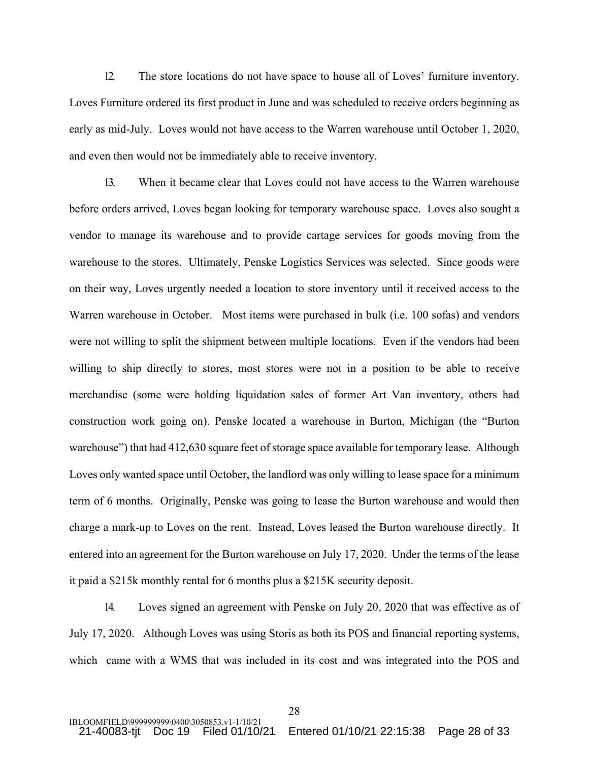12. The store locations do not have space to house all of Loves' furniture inventory. Loves Furniture ordered its first product in June and was scheduled to receive orders beginning as early as mid-July. Loves would not have access to the Warren warehouse until October 1, 2020, and even then would not be immediately able to receive inventory.

13. When it became clear that Loves could not have access to the Warren warehouse before orders arrived, Loves began looking for temporary warehouse space. Loves also sought a vendor to manage its warehouse and to provide cartage services for goods moving from the warehouse to the stores. Ultimately, Penske Logistics Services was selected. Since goods were on their way, Loves urgently needed a location to store inventory until it received access to the Warren warehouse in October. Most items were purchased in bulk (i.e. 100 sofas) and vendors were not willing to split the shipment between multiple locations. Even if the vendors had been willing to ship directly to stores, most stores were not in a position to be able to receive merchandise (some were holding liquidation sales of former Art Van inventory, others had construction work going on). Penske located a warehouse in Burton, Michigan (the "Burton warehouse") that had 412,630 square feet of storage space available for temporary lease. Although Loves only wanted space until October, the landlord was only willing to lease space for a minimum term of 6 months. Originally, Penske was going to lease the Burton warehouse and would then charge a mark-up to Loves on the rent. Instead, Loves leased the Burton warehouse directly. It entered into an agreement for the Burton warehouse on July 17, 2020. Under the terms of the lease it paid a \$215k monthly rental for 6 months plus a \$215K security deposit.

14. Loves signed an agreement with Penske on July 20, 2020 that was effective as of July 17, 2020. Although Loves was using Storis as both its POS and financial reporting systems, which came with a WMS that was included in its cost and was integrated into the POS and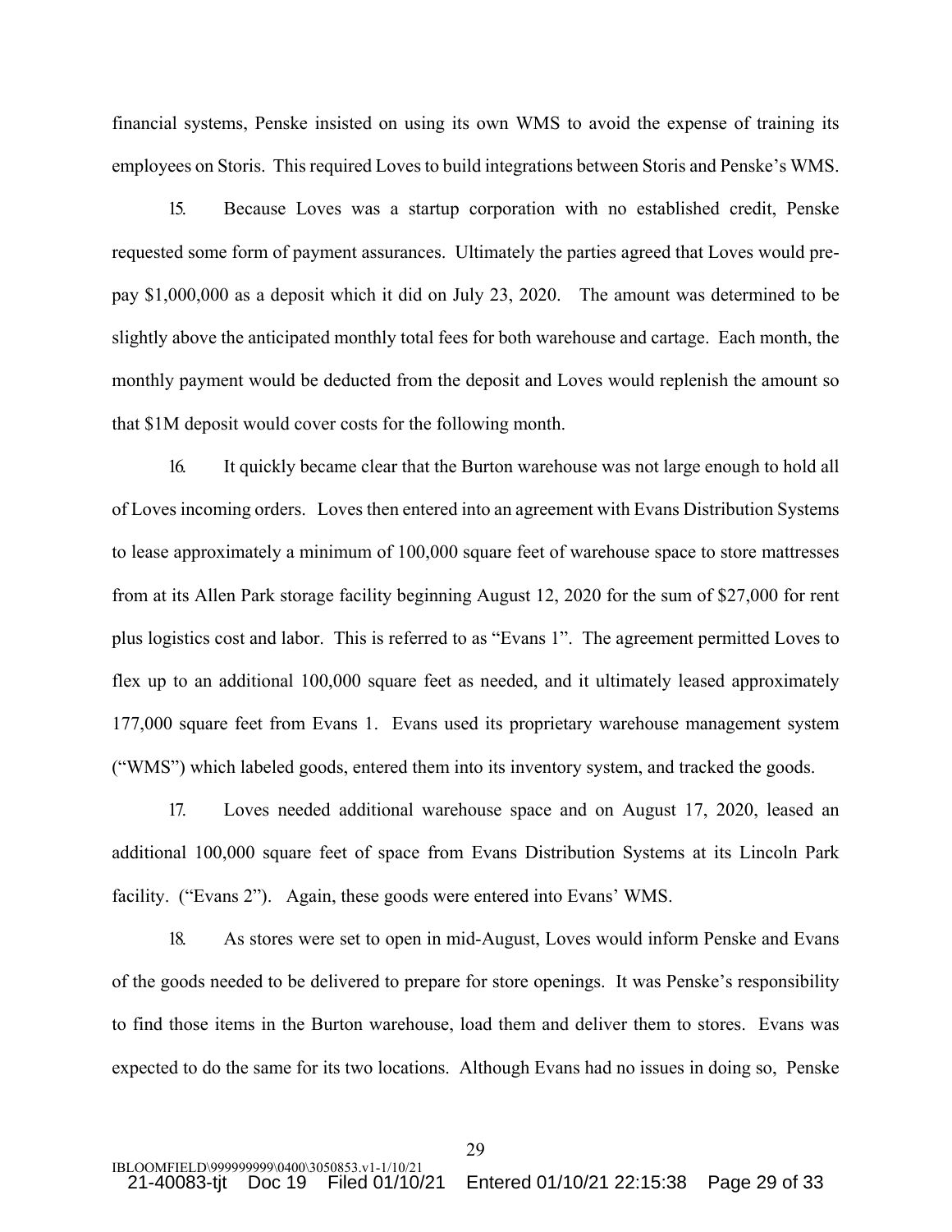financial systems, Penske insisted on using its own WMS to avoid the expense of training its employees on Storis. This required Loves to build integrations between Storis and Penske's WMS.

15. Because Loves was a startup corporation with no established credit, Penske requested some form of payment assurances. Ultimately the parties agreed that Loves would pre-pay $1,000,000 as a deposit which it did on July 23, 2020. The amount was determined to be slightly above the anticipated monthly total fees for both warehouse and cartage. Each month, the monthly payment would be deducted from the deposit and Loves would replenish the amount so that $1M deposit would cover costs for the following month.

16. It quickly became clear that the Burton warehouse was not large enough to hold all of Loves incoming orders. Loves then entered into an agreement with Evans Distribution Systems to lease approximately a minimum of 100,000 square feet of warehouse space to store mattresses from at its Allen Park storage facility beginning August 12, 2020 for the sum of $27,000 for rent plus logistics cost and labor. This is referred to as "Evans 1". The agreement permitted Loves to flex up to an additional 100,000 square feet as needed, and it ultimately leased approximately 177,000 square feet from Evans 1. Evans used its proprietary warehouse management system ("WMS") which labeled goods, entered them into its inventory system, and tracked the goods.

17. Loves needed additional warehouse space and on August 17, 2020, leased an additional 100,000 square feet of space from Evans Distribution Systems at its Lincoln Park facility. ("Evans 2"). Again, these goods were entered into Evans' WMS.

18. As stores were set to open in mid-August, Loves would inform Penske and Evans of the goods needed to be delivered to prepare for store openings. It was Penske's responsibility to find those items in the Burton warehouse, load them and deliver them to stores. Evans was expected to do the same for its two locations. Although Evans had no issues in doing so, Penske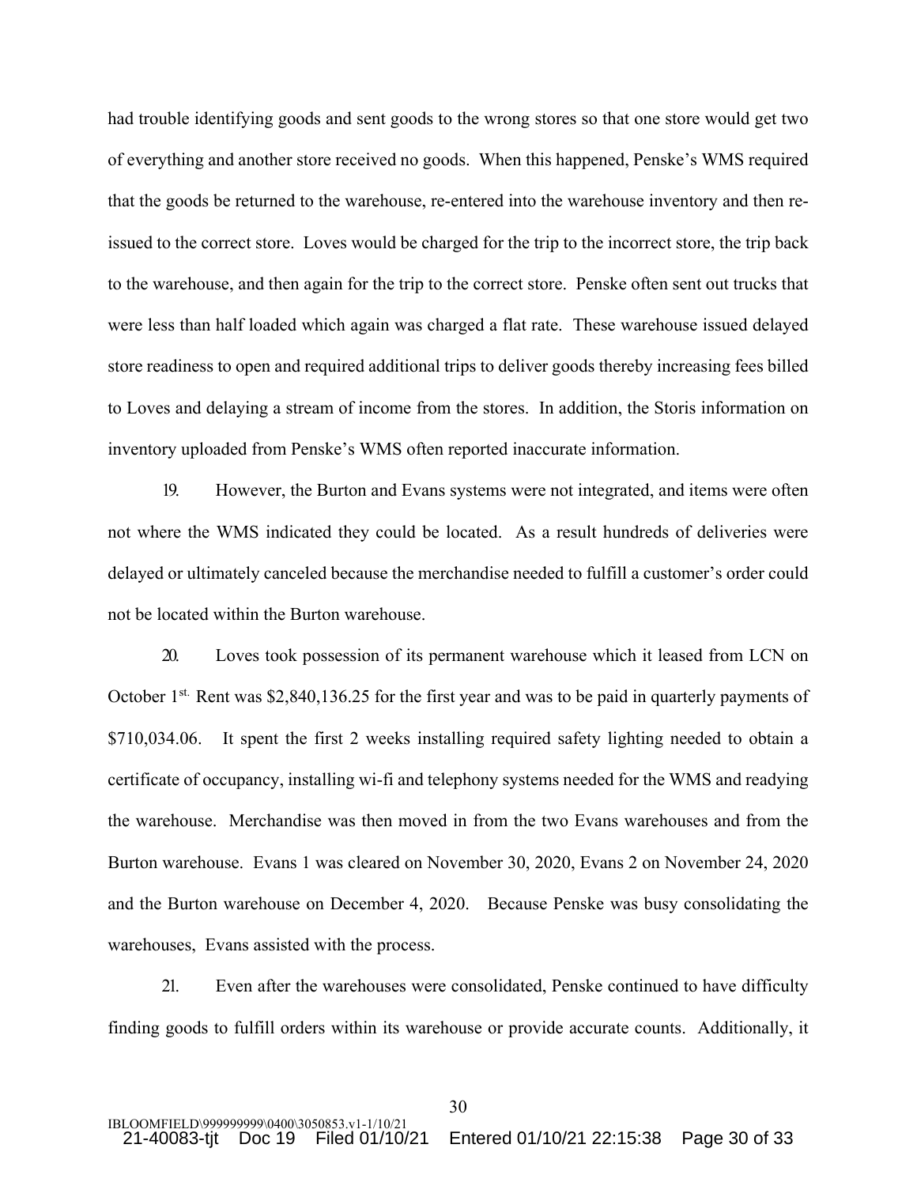had trouble identifying goods and sent goods to the wrong stores so that one store would get two of everything and another store received no goods. When this happened, Penske's WMS required that the goods be returned to the warehouse, re-entered into the warehouse inventory and then re-issued to the correct store. Loves would be charged for the trip to the incorrect store, the trip back to the warehouse, and then again for the trip to the correct store. Penske often sent out trucks that were less than half loaded which again was charged a flat rate. These warehouse issued delayed store readiness to open and required additional trips to deliver goods thereby increasing fees billed to Loves and delaying a stream of income from the stores. In addition, the Storis information on inventory uploaded from Penske's WMS often reported inaccurate information.

19. However, the Burton and Evans systems were not integrated, and items were often not where the WMS indicated they could be located. As a result hundreds of deliveries were delayed or ultimately canceled because the merchandise needed to fulfill a customer's order could not be located within the Burton warehouse.

20. Loves took possession of its permanent warehouse which it leased from LCN on October 1st. Rent was $2,840,136.25 for the first year and was to be paid in quarterly payments of $710,034.06. It spent the first 2 weeks installing required safety lighting needed to obtain a certificate of occupancy, installing wi-fi and telephony systems needed for the WMS and readying the warehouse. Merchandise was then moved in from the two Evans warehouses and from the Burton warehouse. Evans 1 was cleared on November 30, 2020, Evans 2 on November 24, 2020 and the Burton warehouse on December 4, 2020. Because Penske was busy consolidating the warehouses, Evans assisted with the process.

21. Even after the warehouses were consolidated, Penske continued to have difficulty finding goods to fulfill orders within its warehouse or provide accurate counts. Additionally, it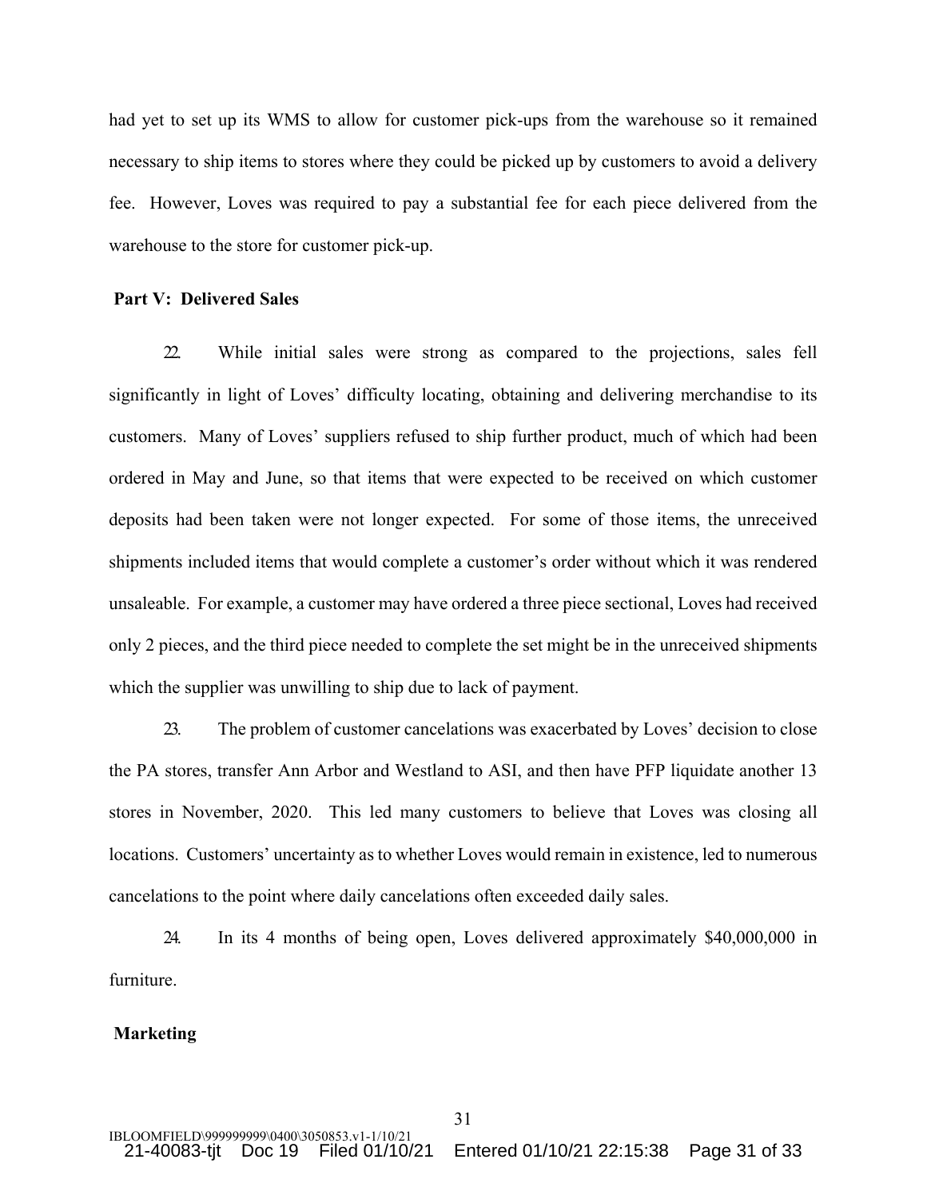had yet to set up its WMS to allow for customer pick-ups from the warehouse so it remained necessary to ship items to stores where they could be picked up by customers to avoid a delivery fee. However, Loves was required to pay a substantial fee for each piece delivered from the warehouse to the store for customer pick-up.

**Part V: Delivered Sales**

22. While initial sales were strong as compared to the projections, sales fell significantly in light of Loves' difficulty locating, obtaining and delivering merchandise to its customers. Many of Loves' suppliers refused to ship further product, much of which had been ordered in May and June, so that items that were expected to be received on which customer deposits had been taken were not longer expected. For some of those items, the unreceived shipments included items that would complete a customer's order without which it was rendered unsaleable. For example, a customer may have ordered a three piece sectional, Loves had received only 2 pieces, and the third piece needed to complete the set might be in the unreceived shipments which the supplier was unwilling to ship due to lack of payment.

23. The problem of customer cancelations was exacerbated by Loves' decision to close the PA stores, transfer Ann Arbor and Westland to ASI, and then have PFP liquidate another 13 stores in November, 2020. This led many customers to believe that Loves was closing all locations. Customers' uncertainty as to whether Loves would remain in existence, led to numerous cancelations to the point where daily cancelations often exceeded daily sales.

24. In its 4 months of being open, Loves delivered approximately $40,000,000 in furniture.

**Marketing**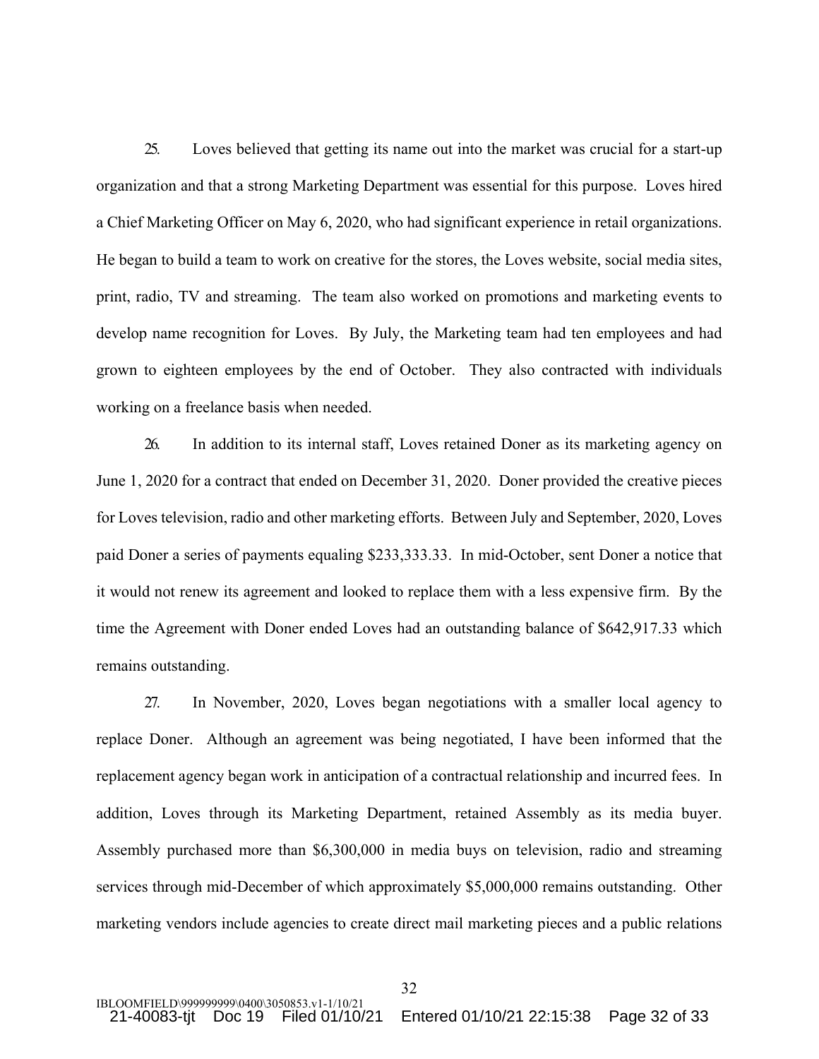25. Loves believed that getting its name out into the market was crucial for a start-up organization and that a strong Marketing Department was essential for this purpose. Loves hired a Chief Marketing Officer on May 6, 2020, who had significant experience in retail organizations. He began to build a team to work on creative for the stores, the Loves website, social media sites, print, radio, TV and streaming. The team also worked on promotions and marketing events to develop name recognition for Loves. By July, the Marketing team had ten employees and had grown to eighteen employees by the end of October. They also contracted with individuals working on a freelance basis when needed.

26. In addition to its internal staff, Loves retained Doner as its marketing agency on June 1, 2020 for a contract that ended on December 31, 2020. Doner provided the creative pieces for Loves television, radio and other marketing efforts. Between July and September, 2020, Loves paid Doner a series of payments equaling $233,333.33. In mid-October, sent Doner a notice that it would not renew its agreement and looked to replace them with a less expensive firm. By the time the Agreement with Doner ended Loves had an outstanding balance of $642,917.33 which remains outstanding.

27. In November, 2020, Loves began negotiations with a smaller local agency to replace Doner. Although an agreement was being negotiated, I have been informed that the replacement agency began work in anticipation of a contractual relationship and incurred fees. In addition, Loves through its Marketing Department, retained Assembly as its media buyer. Assembly purchased more than $6,300,000 in media buys on television, radio and streaming services through mid-December of which approximately $5,000,000 remains outstanding. Other marketing vendors include agencies to create direct mail marketing pieces and a public relations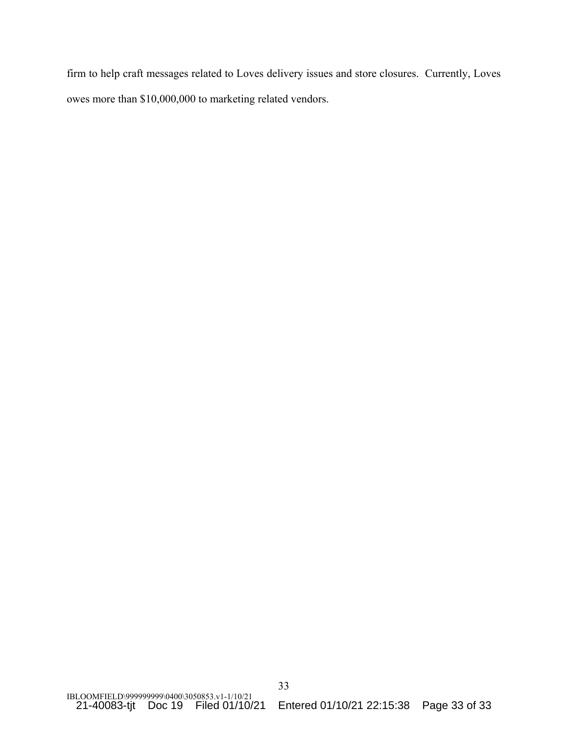firm to help craft messages related to Loves delivery issues and store closures. Currently, Loves owes more than $10,000,000 to marketing related vendors.